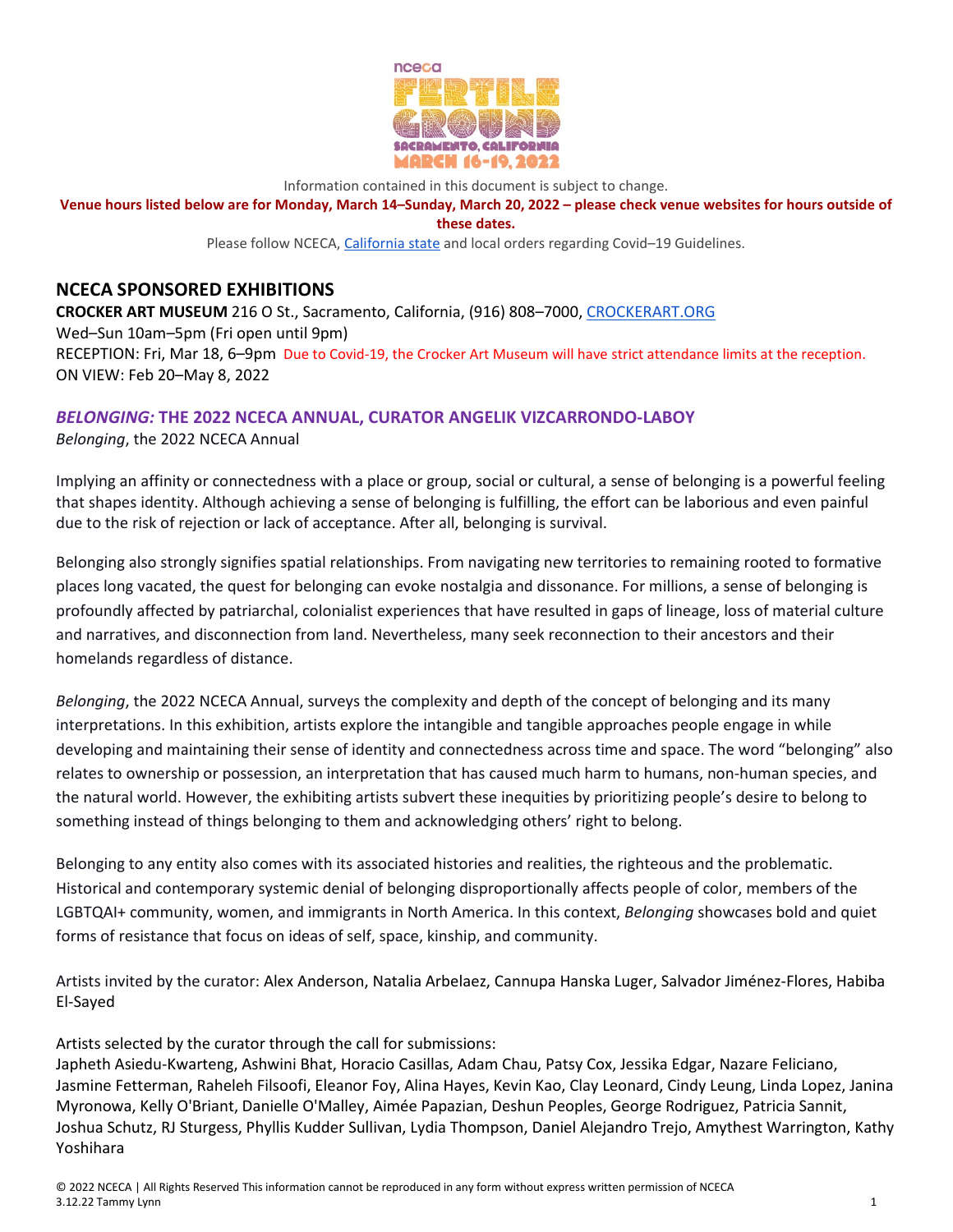Information contained in this document is subject to change.

**Venue hours listed below are for Monday, March 14–Sunday, March 20, 2022 – please check venue websites for hours outside of these dates.**

Please follow NCECA, [California state](California state) and local orders regarding Covid–19 Guidelines.

## NCECA SPONSORED EXHIBITIONS

**CROCKER ART MUSEUM** 216 O St., Sacramento, California, (916) 808–7000, CROCKERART.ORG
Wed–Sun 10am–5pm (Fri open until 9pm)
RECEPTION: Fri, Mar 18, 6–9pm Due to Covid-19, the Crocker Art Museum will have strict attendance limits at the reception.
ON VIEW: Feb 20–May 8, 2022

### *BELONGING:* THE 2022 NCECA ANNUAL, CURATOR ANGELIK VIZCARRONDO-LABOY

*Belonging*, the 2022 NCECA Annual

Implying an affinity or connectedness with a place or group, social or cultural, a sense of belonging is a powerful feeling that shapes identity. Although achieving a sense of belonging is fulfilling, the effort can be laborious and even painful due to the risk of rejection or lack of acceptance. After all, belonging is survival.

Belonging also strongly signifies spatial relationships. From navigating new territories to remaining rooted to formative places long vacated, the quest for belonging can evoke nostalgia and dissonance. For millions, a sense of belonging is profoundly affected by patriarchal, colonialist experiences that have resulted in gaps of lineage, loss of material culture and narratives, and disconnection from land. Nevertheless, many seek reconnection to their ancestors and their homelands regardless of distance.

*Belonging*, the 2022 NCECA Annual, surveys the complexity and depth of the concept of belonging and its many interpretations. In this exhibition, artists explore the intangible and tangible approaches people engage in while developing and maintaining their sense of identity and connectedness across time and space. The word "belonging" also relates to ownership or possession, an interpretation that has caused much harm to humans, non-human species, and the natural world. However, the exhibiting artists subvert these inequities by prioritizing people's desire to belong to something instead of things belonging to them and acknowledging others' right to belong.

Belonging to any entity also comes with its associated histories and realities, the righteous and the problematic. Historical and contemporary systemic denial of belonging disproportionally affects people of color, members of the LGBTQAI+ community, women, and immigrants in North America. In this context, *Belonging* showcases bold and quiet forms of resistance that focus on ideas of self, space, kinship, and community.

Artists invited by the curator: Alex Anderson, Natalia Arbelaez, Cannupa Hanska Luger, Salvador Jiménez-Flores, Habiba El-Sayed

Artists selected by the curator through the call for submissions:
Japheth Asiedu-Kwarteng, Ashwini Bhat, Horacio Casillas, Adam Chau, Patsy Cox, Jessika Edgar, Nazare Feliciano, Jasmine Fetterman, Raheleh Filsoofi, Eleanor Foy, Alina Hayes, Kevin Kao, Clay Leonard, Cindy Leung, Linda Lopez, Janina Myronowa, Kelly O'Briant, Danielle O'Malley, Aimée Papazian, Deshun Peoples, George Rodriguez, Patricia Sannit, Joshua Schutz, RJ Sturgess, Phyllis Kudder Sullivan, Lydia Thompson, Daniel Alejandro Trejo, Amythest Warrington, Kathy Yoshihara

© 2022 NCECA | All Rights Reserved This information cannot be reproduced in any form without express written permission of NCECA
3.12.22 Tammy Lynn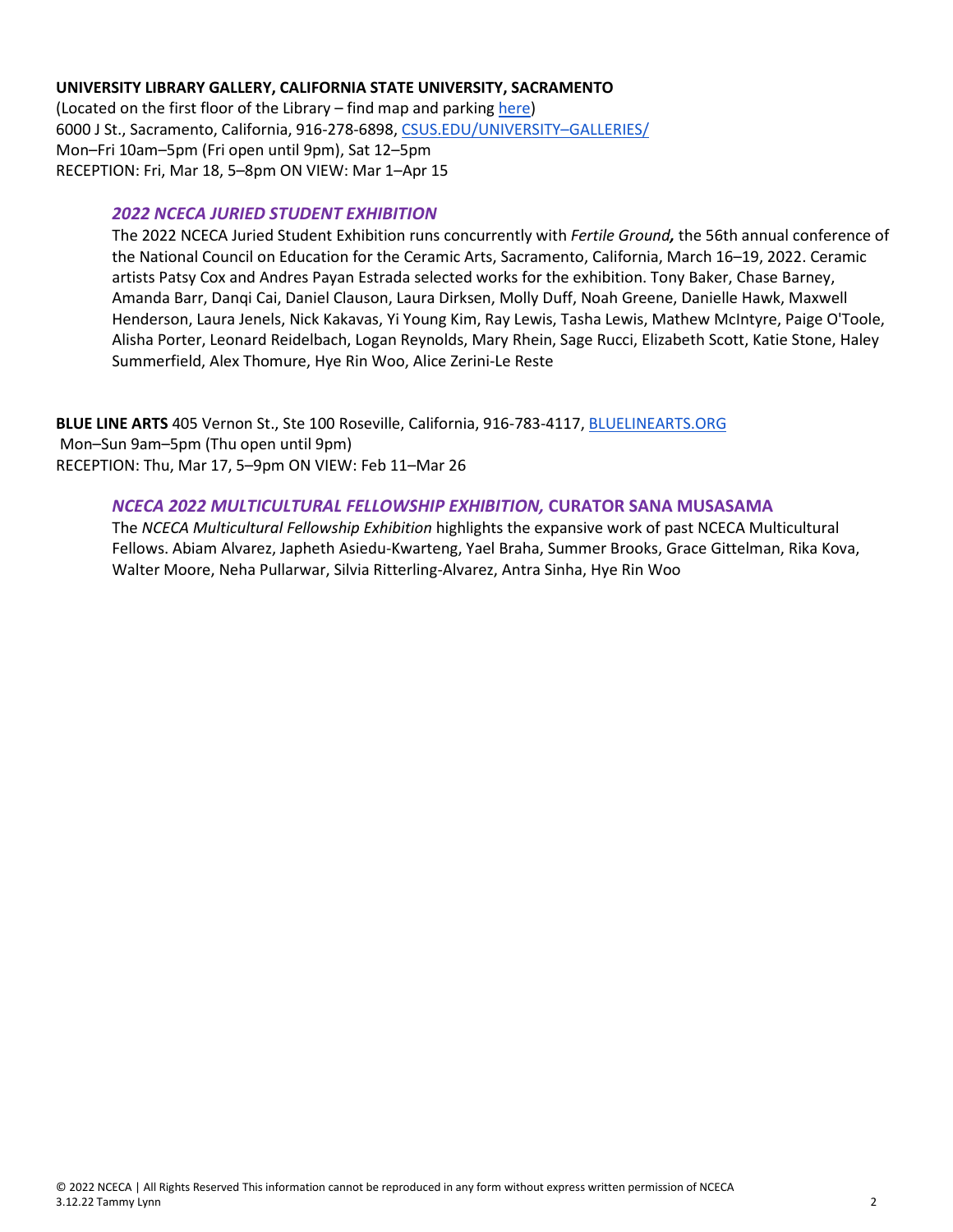**UNIVERSITY LIBRARY GALLERY, CALIFORNIA STATE UNIVERSITY, SACRAMENTO**
(Located on the first floor of the Library – find map and parking [here](here))
6000 J St., Sacramento, California, 916-278-6898, [CSUS.EDU/UNIVERSITY–GALLERIES/](CSUS.EDU/UNIVERSITY–GALLERIES/)
Mon–Fri 10am–5pm (Fri open until 9pm), Sat 12–5pm
RECEPTION: Fri, Mar 18, 5–8pm ON VIEW: Mar 1–Apr 15

### *2022 NCECA JURIED STUDENT EXHIBITION*

The 2022 NCECA Juried Student Exhibition runs concurrently with *Fertile Ground,* the 56th annual conference of the National Council on Education for the Ceramic Arts, Sacramento, California, March 16–19, 2022. Ceramic artists Patsy Cox and Andres Payan Estrada selected works for the exhibition. Tony Baker, Chase Barney, Amanda Barr, Danqi Cai, Daniel Clauson, Laura Dirksen, Molly Duff, Noah Greene, Danielle Hawk, Maxwell Henderson, Laura Jenels, Nick Kakavas, Yi Young Kim, Ray Lewis, Tasha Lewis, Mathew McIntyre, Paige O'Toole, Alisha Porter, Leonard Reidelbach, Logan Reynolds, Mary Rhein, Sage Rucci, Elizabeth Scott, Katie Stone, Haley Summerfield, Alex Thomure, Hye Rin Woo, Alice Zerini-Le Reste

**BLUE LINE ARTS** 405 Vernon St., Ste 100 Roseville, California, 916-783-4117, [BLUELINEARTS.ORG](BLUELINEARTS.ORG)
Mon–Sun 9am–5pm (Thu open until 9pm)
RECEPTION: Thu, Mar 17, 5–9pm ON VIEW: Feb 11–Mar 26

### *NCECA 2022 MULTICULTURAL FELLOWSHIP EXHIBITION,* CURATOR SANA MUSASAMA

The *NCECA Multicultural Fellowship Exhibition* highlights the expansive work of past NCECA Multicultural Fellows. Abiam Alvarez, Japheth Asiedu-Kwarteng, Yael Braha, Summer Brooks, Grace Gittelman, Rika Kova, Walter Moore, Neha Pullarwar, Silvia Ritterling-Alvarez, Antra Sinha, Hye Rin Woo

© 2022 NCECA | All Rights Reserved This information cannot be reproduced in any form without express written permission of NCECA
3.12.22 Tammy Lynn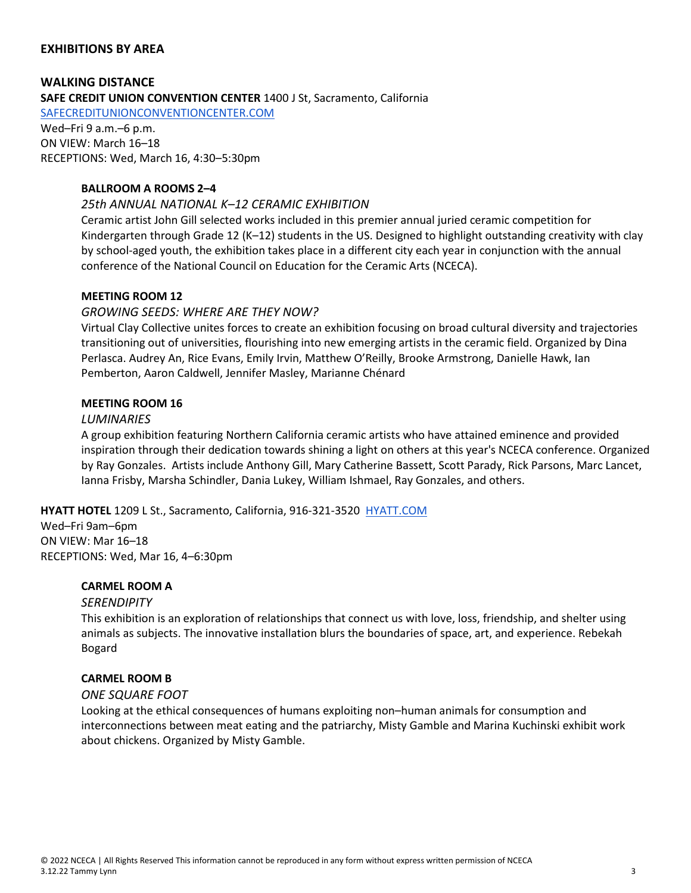## EXHIBITIONS BY AREA

### WALKING DISTANCE

**SAFE CREDIT UNION CONVENTION CENTER** 1400 J St, Sacramento, California
[SAFECREDITUNIONCONVENTIONCENTER.COM](SAFECREDITUNIONCONVENTIONCENTER.COM)
Wed–Fri 9 a.m.–6 p.m.
ON VIEW: March 16–18
RECEPTIONS: Wed, March 16, 4:30–5:30pm

**BALLROOM A ROOMS 2–4**

*25th ANNUAL NATIONAL K–12 CERAMIC EXHIBITION*

Ceramic artist John Gill selected works included in this premier annual juried ceramic competition for Kindergarten through Grade 12 (K–12) students in the US. Designed to highlight outstanding creativity with clay by school-aged youth, the exhibition takes place in a different city each year in conjunction with the annual conference of the National Council on Education for the Ceramic Arts (NCECA).

**MEETING ROOM 12**

*GROWING SEEDS: WHERE ARE THEY NOW?*

Virtual Clay Collective unites forces to create an exhibition focusing on broad cultural diversity and trajectories transitioning out of universities, flourishing into new emerging artists in the ceramic field. Organized by Dina Perlasca. Audrey An, Rice Evans, Emily Irvin, Matthew O'Reilly, Brooke Armstrong, Danielle Hawk, Ian Pemberton, Aaron Caldwell, Jennifer Masley, Marianne Chénard

**MEETING ROOM 16**

*LUMINARIES*

A group exhibition featuring Northern California ceramic artists who have attained eminence and provided inspiration through their dedication towards shining a light on others at this year's NCECA conference. Organized by Ray Gonzales. Artists include Anthony Gill, Mary Catherine Bassett, Scott Parady, Rick Parsons, Marc Lancet, Ianna Frisby, Marsha Schindler, Dania Lukey, William Ishmael, Ray Gonzales, and others.

**HYATT HOTEL** 1209 L St., Sacramento, California, 916-321-3520 [HYATT.COM](HYATT.COM)
Wed–Fri 9am–6pm
ON VIEW: Mar 16–18
RECEPTIONS: Wed, Mar 16, 4–6:30pm

**CARMEL ROOM A**

*SERENDIPITY*

This exhibition is an exploration of relationships that connect us with love, loss, friendship, and shelter using animals as subjects. The innovative installation blurs the boundaries of space, art, and experience. Rebekah Bogard

**CARMEL ROOM B**

*ONE SQUARE FOOT*

Looking at the ethical consequences of humans exploiting non–human animals for consumption and interconnections between meat eating and the patriarchy, Misty Gamble and Marina Kuchinski exhibit work about chickens. Organized by Misty Gamble.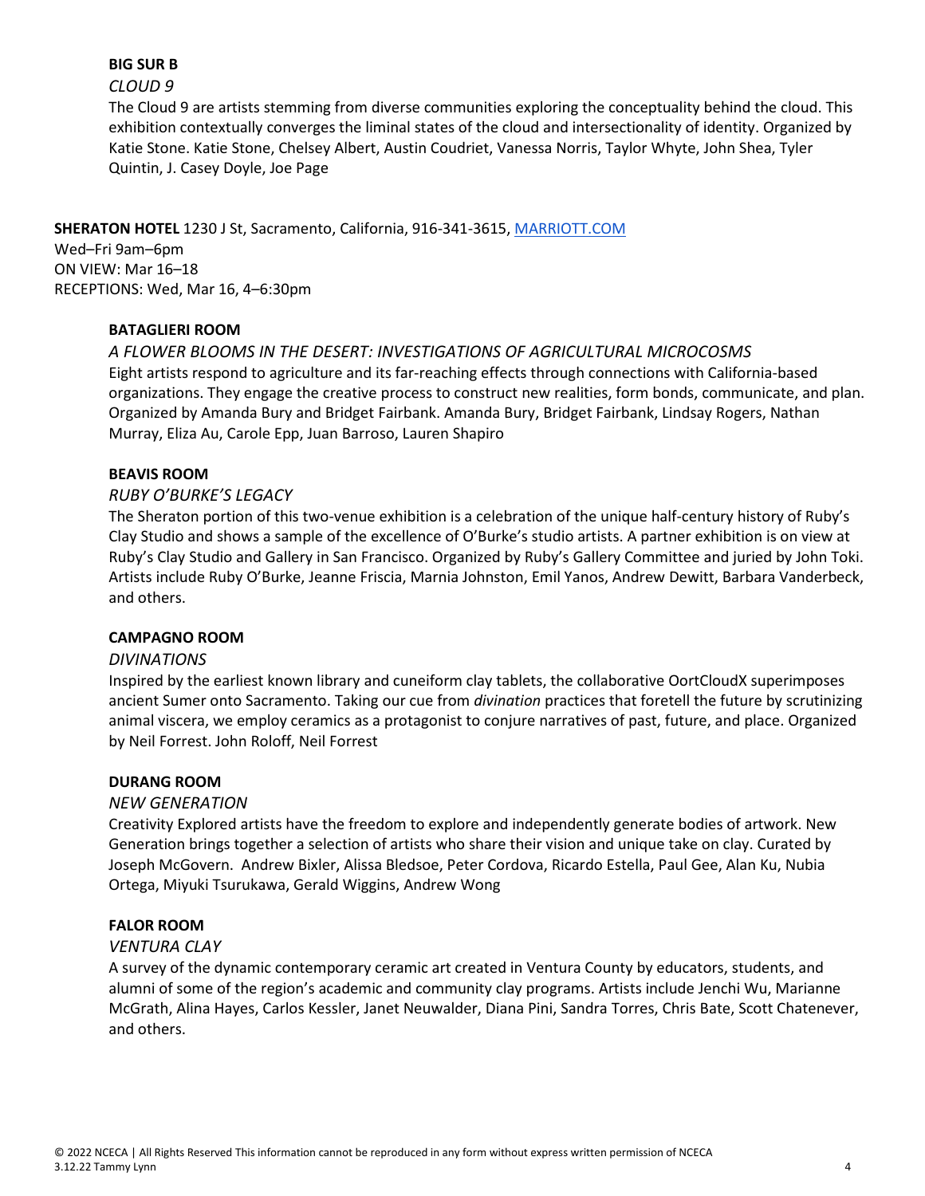**BIG SUR B**

*CLOUD 9*

The Cloud 9 are artists stemming from diverse communities exploring the conceptuality behind the cloud. This exhibition contextually converges the liminal states of the cloud and intersectionality of identity. Organized by Katie Stone. Katie Stone, Chelsey Albert, Austin Coudriet, Vanessa Norris, Taylor Whyte, John Shea, Tyler Quintin, J. Casey Doyle, Joe Page

**SHERATON HOTEL** 1230 J St, Sacramento, California, 916-341-3615, [MARRIOTT.COM](MARRIOTT.COM)
Wed–Fri 9am–6pm
ON VIEW: Mar 16–18
RECEPTIONS: Wed, Mar 16, 4–6:30pm

**BATAGLIERI ROOM**

*A FLOWER BLOOMS IN THE DESERT: INVESTIGATIONS OF AGRICULTURAL MICROCOSMS*

Eight artists respond to agriculture and its far-reaching effects through connections with California-based organizations. They engage the creative process to construct new realities, form bonds, communicate, and plan. Organized by Amanda Bury and Bridget Fairbank. Amanda Bury, Bridget Fairbank, Lindsay Rogers, Nathan Murray, Eliza Au, Carole Epp, Juan Barroso, Lauren Shapiro

**BEAVIS ROOM**

*RUBY O'BURKE'S LEGACY*

The Sheraton portion of this two-venue exhibition is a celebration of the unique half-century history of Ruby's Clay Studio and shows a sample of the excellence of O'Burke's studio artists. A partner exhibition is on view at Ruby's Clay Studio and Gallery in San Francisco. Organized by Ruby's Gallery Committee and juried by John Toki. Artists include Ruby O'Burke, Jeanne Friscia, Marnia Johnston, Emil Yanos, Andrew Dewitt, Barbara Vanderbeck, and others.

**CAMPAGNO ROOM**

*DIVINATIONS*

Inspired by the earliest known library and cuneiform clay tablets, the collaborative OortCloudX superimposes ancient Sumer onto Sacramento. Taking our cue from *divination* practices that foretell the future by scrutinizing animal viscera, we employ ceramics as a protagonist to conjure narratives of past, future, and place. Organized by Neil Forrest. John Roloff, Neil Forrest

**DURANG ROOM**

*NEW GENERATION*

Creativity Explored artists have the freedom to explore and independently generate bodies of artwork. New Generation brings together a selection of artists who share their vision and unique take on clay. Curated by Joseph McGovern. Andrew Bixler, Alissa Bledsoe, Peter Cordova, Ricardo Estella, Paul Gee, Alan Ku, Nubia Ortega, Miyuki Tsurukawa, Gerald Wiggins, Andrew Wong

**FALOR ROOM**

*VENTURA CLAY*

A survey of the dynamic contemporary ceramic art created in Ventura County by educators, students, and alumni of some of the region's academic and community clay programs. Artists include Jenchi Wu, Marianne McGrath, Alina Hayes, Carlos Kessler, Janet Neuwalder, Diana Pini, Sandra Torres, Chris Bate, Scott Chatenever, and others.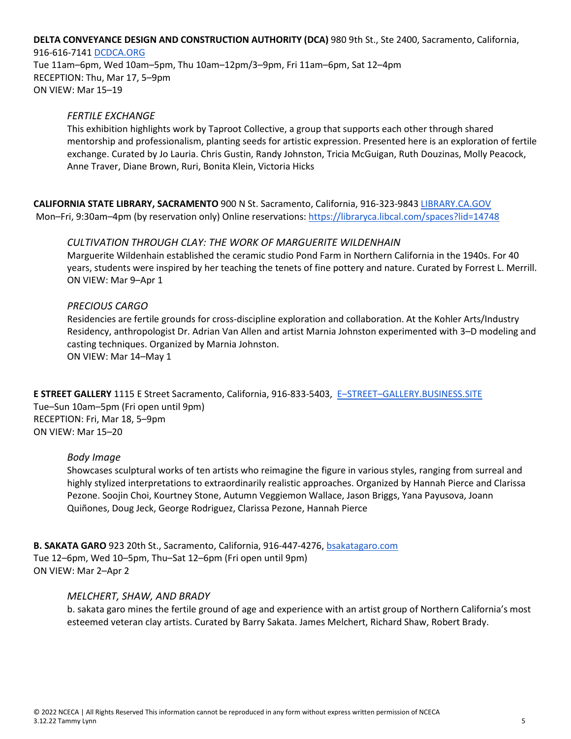**DELTA CONVEYANCE DESIGN AND CONSTRUCTION AUTHORITY (DCA)** 980 9th St., Ste 2400, Sacramento, California, 916-616-7141 [DCDCA.ORG](DCDCA.ORG)
Tue 11am–6pm, Wed 10am–5pm, Thu 10am–12pm/3–9pm, Fri 11am–6pm, Sat 12–4pm
RECEPTION: Thu, Mar 17, 5–9pm
ON VIEW: Mar 15–19

*FERTILE EXCHANGE*
This exhibition highlights work by Taproot Collective, a group that supports each other through shared mentorship and professionalism, planting seeds for artistic expression. Presented here is an exploration of fertile exchange. Curated by Jo Lauria. Chris Gustin, Randy Johnston, Tricia McGuigan, Ruth Douzinas, Molly Peacock, Anne Traver, Diane Brown, Ruri, Bonita Klein, Victoria Hicks

**CALIFORNIA STATE LIBRARY, SACRAMENTO** 900 N St. Sacramento, California, 916-323-9843 [LIBRARY.CA.GOV](LIBRARY.CA.GOV)
Mon–Fri, 9:30am–4pm (by reservation only) Online reservations: https://libraryca.libcal.com/spaces?lid=14748

*CULTIVATION THROUGH CLAY: THE WORK OF MARGUERITE WILDENHAIN*
Marguerite Wildenhain established the ceramic studio Pond Farm in Northern California in the 1940s. For 40 years, students were inspired by her teaching the tenets of fine pottery and nature. Curated by Forrest L. Merrill.
ON VIEW: Mar 9–Apr 1

*PRECIOUS CARGO*
Residencies are fertile grounds for cross-discipline exploration and collaboration. At the Kohler Arts/Industry Residency, anthropologist Dr. Adrian Van Allen and artist Marnia Johnston experimented with 3–D modeling and casting techniques. Organized by Marnia Johnston.
ON VIEW: Mar 14–May 1

**E STREET GALLERY** 1115 E Street Sacramento, California, 916-833-5403, [E–STREET–GALLERY.BUSINESS.SITE](E–STREET–GALLERY.BUSINESS.SITE)
Tue–Sun 10am–5pm (Fri open until 9pm)
RECEPTION: Fri, Mar 18, 5–9pm
ON VIEW: Mar 15–20

*Body Image*
Showcases sculptural works of ten artists who reimagine the figure in various styles, ranging from surreal and highly stylized interpretations to extraordinarily realistic approaches. Organized by Hannah Pierce and Clarissa Pezone. Soojin Choi, Kourtney Stone, Autumn Veggiemon Wallace, Jason Briggs, Yana Payusova, Joann Quiñones, Doug Jeck, George Rodriguez, Clarissa Pezone, Hannah Pierce

**B. SAKATA GARO** 923 20th St., Sacramento, California, 916-447-4276, [bsakatagaro.com](bsakatagaro.com)
Tue 12–6pm, Wed 10–5pm, Thu–Sat 12–6pm (Fri open until 9pm)
ON VIEW: Mar 2–Apr 2

*MELCHERT, SHAW, AND BRADY*
b. sakata garo mines the fertile ground of age and experience with an artist group of Northern California's most esteemed veteran clay artists. Curated by Barry Sakata. James Melchert, Richard Shaw, Robert Brady.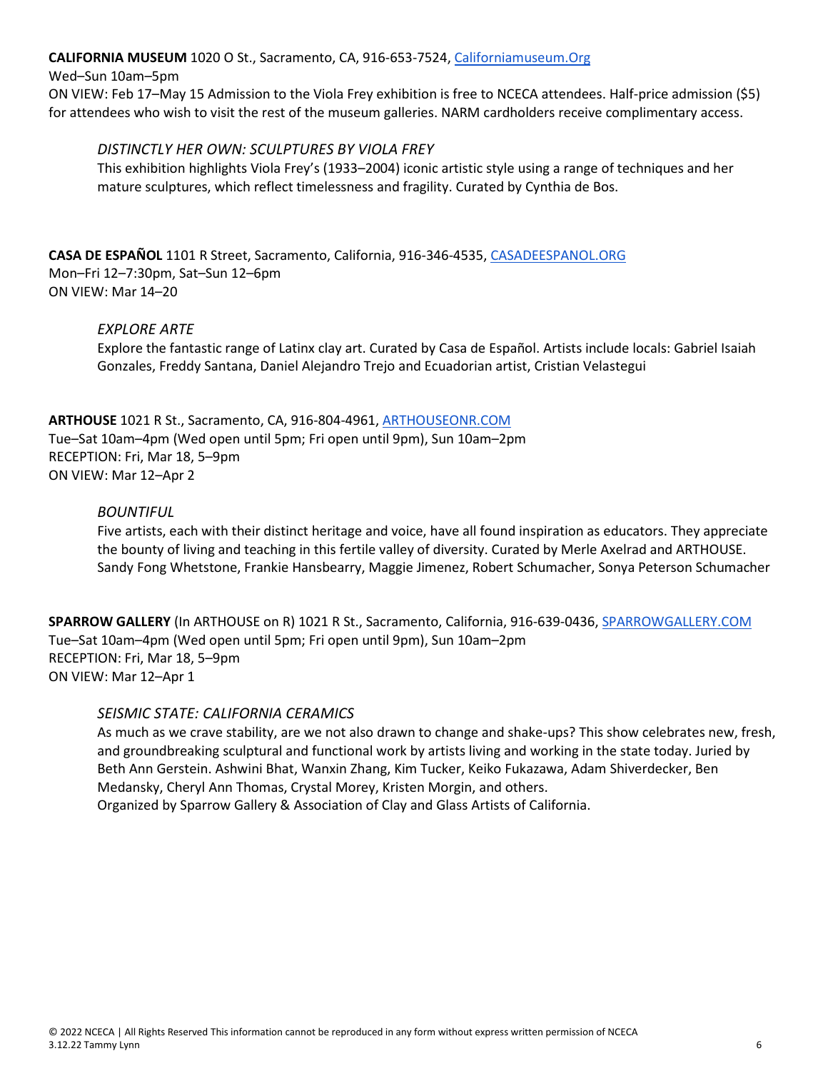**CALIFORNIA MUSEUM** 1020 O St., Sacramento, CA, 916-653-7524, Californiamuseum.Org
Wed–Sun 10am–5pm
ON VIEW: Feb 17–May 15 Admission to the Viola Frey exhibition is free to NCECA attendees. Half-price admission ($5) for attendees who wish to visit the rest of the museum galleries. NARM cardholders receive complimentary access.

*DISTINCTLY HER OWN: SCULPTURES BY VIOLA FREY*
This exhibition highlights Viola Frey's (1933–2004) iconic artistic style using a range of techniques and her mature sculptures, which reflect timelessness and fragility. Curated by Cynthia de Bos.

**CASA DE ESPAÑOL** 1101 R Street, Sacramento, California, 916-346-4535, CASADEESPANOL.ORG
Mon–Fri 12–7:30pm, Sat–Sun 12–6pm
ON VIEW: Mar 14–20

*EXPLORE ARTE*
Explore the fantastic range of Latinx clay art. Curated by Casa de Español. Artists include locals: Gabriel Isaiah Gonzales, Freddy Santana, Daniel Alejandro Trejo and Ecuadorian artist, Cristian Velastegui

**ARTHOUSE** 1021 R St., Sacramento, CA, 916-804-4961, ARTHOUSEONR.COM
Tue–Sat 10am–4pm (Wed open until 5pm; Fri open until 9pm), Sun 10am–2pm
RECEPTION: Fri, Mar 18, 5–9pm
ON VIEW: Mar 12–Apr 2

*BOUNTIFUL*
Five artists, each with their distinct heritage and voice, have all found inspiration as educators. They appreciate the bounty of living and teaching in this fertile valley of diversity. Curated by Merle Axelrad and ARTHOUSE. Sandy Fong Whetstone, Frankie Hansbearry, Maggie Jimenez, Robert Schumacher, Sonya Peterson Schumacher

**SPARROW GALLERY** (In ARTHOUSE on R) 1021 R St., Sacramento, California, 916-639-0436, SPARROWGALLERY.COM
Tue–Sat 10am–4pm (Wed open until 5pm; Fri open until 9pm), Sun 10am–2pm
RECEPTION: Fri, Mar 18, 5–9pm
ON VIEW: Mar 12–Apr 1

*SEISMIC STATE: CALIFORNIA CERAMICS*
As much as we crave stability, are we not also drawn to change and shake-ups? This show celebrates new, fresh, and groundbreaking sculptural and functional work by artists living and working in the state today. Juried by Beth Ann Gerstein. Ashwini Bhat, Wanxin Zhang, Kim Tucker, Keiko Fukazawa, Adam Shiverdecker, Ben Medansky, Cheryl Ann Thomas, Crystal Morey, Kristen Morgin, and others.
Organized by Sparrow Gallery & Association of Clay and Glass Artists of California.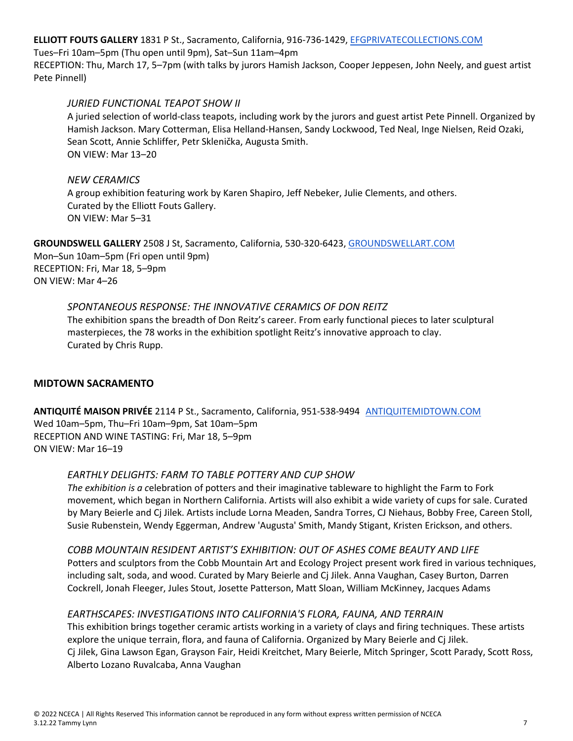**ELLIOTT FOUTS GALLERY** 1831 P St., Sacramento, California, 916-736-1429, [EFGPRIVATECOLLECTIONS.COM](EFGPRIVATECOLLECTIONS.COM)
Tues–Fri 10am–5pm (Thu open until 9pm), Sat–Sun 11am–4pm
RECEPTION: Thu, March 17, 5–7pm (with talks by jurors Hamish Jackson, Cooper Jeppesen, John Neely, and guest artist Pete Pinnell)

*JURIED FUNCTIONAL TEAPOT SHOW II*
A juried selection of world-class teapots, including work by the jurors and guest artist Pete Pinnell. Organized by Hamish Jackson. Mary Cotterman, Elisa Helland-Hansen, Sandy Lockwood, Ted Neal, Inge Nielsen, Reid Ozaki, Sean Scott, Annie Schliffer, Petr Sklenička, Augusta Smith.
ON VIEW: Mar 13–20

*NEW CERAMICS*
A group exhibition featuring work by Karen Shapiro, Jeff Nebeker, Julie Clements, and others.
Curated by the Elliott Fouts Gallery.
ON VIEW: Mar 5–31

**GROUNDSWELL GALLERY** 2508 J St, Sacramento, California, 530-320-6423, [GROUNDSWELLART.COM](GROUNDSWELLART.COM)
Mon–Sun 10am–5pm (Fri open until 9pm)
RECEPTION: Fri, Mar 18, 5–9pm
ON VIEW: Mar 4–26

*SPONTANEOUS RESPONSE: THE INNOVATIVE CERAMICS OF DON REITZ*
The exhibition spans the breadth of Don Reitz's career. From early functional pieces to later sculptural masterpieces, the 78 works in the exhibition spotlight Reitz's innovative approach to clay.
Curated by Chris Rupp.

## MIDTOWN SACRAMENTO

**ANTIQUITÉ MAISON PRIVÉE** 2114 P St., Sacramento, California, 951-538-9494 [ANTIQUITEMIDTOWN.COM](ANTIQUITEMIDTOWN.COM)
Wed 10am–5pm, Thu–Fri 10am–9pm, Sat 10am–5pm
RECEPTION AND WINE TASTING: Fri, Mar 18, 5–9pm
ON VIEW: Mar 16–19

*EARTHLY DELIGHTS: FARM TO TABLE POTTERY AND CUP SHOW*
*The exhibition is a c*elebration of potters and their imaginative tableware to highlight the Farm to Fork movement, which began in Northern California. Artists will also exhibit a wide variety of cups for sale. Curated by Mary Beierle and Cj Jilek. Artists include Lorna Meaden, Sandra Torres, CJ Niehaus, Bobby Free, Careen Stoll, Susie Rubenstein, Wendy Eggerman, Andrew 'Augusta' Smith, Mandy Stigant, Kristen Erickson, and others.

*COBB MOUNTAIN RESIDENT ARTIST'S EXHIBITION: OUT OF ASHES COME BEAUTY AND LIFE*
Potters and sculptors from the Cobb Mountain Art and Ecology Project present work fired in various techniques, including salt, soda, and wood. Curated by Mary Beierle and Cj Jilek. Anna Vaughan, Casey Burton, Darren Cockrell, Jonah Fleeger, Jules Stout, Josette Patterson, Matt Sloan, William McKinney, Jacques Adams

*EARTHSCAPES: INVESTIGATIONS INTO CALIFORNIA'S FLORA, FAUNA, AND TERRAIN*
This exhibition brings together ceramic artists working in a variety of clays and firing techniques. These artists explore the unique terrain, flora, and fauna of California. Organized by Mary Beierle and Cj Jilek.
Cj Jilek, Gina Lawson Egan, Grayson Fair, Heidi Kreitchet, Mary Beierle, Mitch Springer, Scott Parady, Scott Ross, Alberto Lozano Ruvalcaba, Anna Vaughan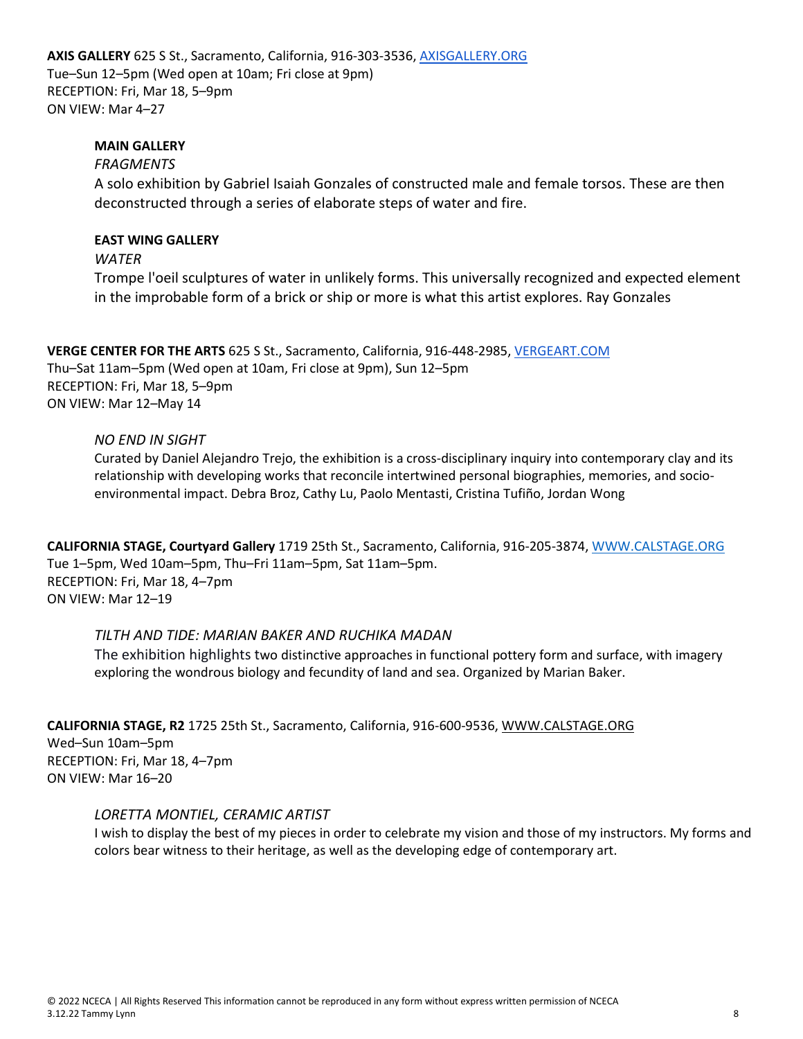**AXIS GALLERY** 625 S St., Sacramento, California, 916-303-3536, [AXISGALLERY.ORG](AXISGALLERY.ORG)
Tue–Sun 12–5pm (Wed open at 10am; Fri close at 9pm)
RECEPTION: Fri, Mar 18, 5–9pm
ON VIEW: Mar 4–27

**MAIN GALLERY**
*FRAGMENTS*
A solo exhibition by Gabriel Isaiah Gonzales of constructed male and female torsos. These are then deconstructed through a series of elaborate steps of water and fire.

**EAST WING GALLERY**
*WATER*
Trompe l'oeil sculptures of water in unlikely forms. This universally recognized and expected element in the improbable form of a brick or ship or more is what this artist explores. Ray Gonzales

**VERGE CENTER FOR THE ARTS** 625 S St., Sacramento, California, 916-448-2985, [VERGEART.COM](VERGEART.COM)
Thu–Sat 11am–5pm (Wed open at 10am, Fri close at 9pm), Sun 12–5pm
RECEPTION: Fri, Mar 18, 5–9pm
ON VIEW: Mar 12–May 14

*NO END IN SIGHT*
Curated by Daniel Alejandro Trejo, the exhibition is a cross-disciplinary inquiry into contemporary clay and its relationship with developing works that reconcile intertwined personal biographies, memories, and socio-environmental impact. Debra Broz, Cathy Lu, Paolo Mentasti, Cristina Tufiño, Jordan Wong

**CALIFORNIA STAGE, Courtyard Gallery** 1719 25th St., Sacramento, California, 916-205-3874, [WWW.CALSTAGE.ORG](WWW.CALSTAGE.ORG)
Tue 1–5pm, Wed 10am–5pm, Thu–Fri 11am–5pm, Sat 11am–5pm.
RECEPTION: Fri, Mar 18, 4–7pm
ON VIEW: Mar 12–19

*TILTH AND TIDE: MARIAN BAKER AND RUCHIKA MADAN*
The exhibition highlights two distinctive approaches in functional pottery form and surface, with imagery exploring the wondrous biology and fecundity of land and sea. Organized by Marian Baker.

**CALIFORNIA STAGE, R2** 1725 25th St., Sacramento, California, 916-600-9536, WWW.CALSTAGE.ORG
Wed–Sun 10am–5pm
RECEPTION: Fri, Mar 18, 4–7pm
ON VIEW: Mar 16–20

*LORETTA MONTIEL, CERAMIC ARTIST*
I wish to display the best of my pieces in order to celebrate my vision and those of my instructors. My forms and colors bear witness to their heritage, as well as the developing edge of contemporary art.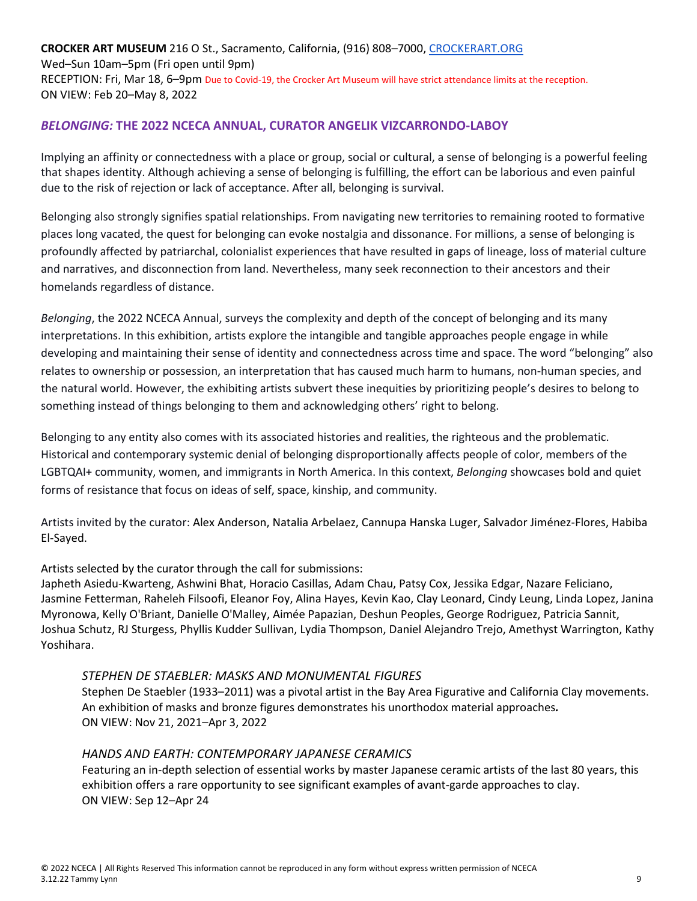**CROCKER ART MUSEUM** 216 O St., Sacramento, California, (916) 808–7000, [CROCKERART.ORG](CROCKERART.ORG)
Wed–Sun 10am–5pm (Fri open until 9pm)
RECEPTION: Fri, Mar 18, 6–9pm Due to Covid-19, the Crocker Art Museum will have strict attendance limits at the reception.
ON VIEW: Feb 20–May 8, 2022

### ***BELONGING:* THE 2022 NCECA ANNUAL, CURATOR ANGELIK VIZCARRONDO-LABOY**

Implying an affinity or connectedness with a place or group, social or cultural, a sense of belonging is a powerful feeling that shapes identity. Although achieving a sense of belonging is fulfilling, the effort can be laborious and even painful due to the risk of rejection or lack of acceptance. After all, belonging is survival.

Belonging also strongly signifies spatial relationships. From navigating new territories to remaining rooted to formative places long vacated, the quest for belonging can evoke nostalgia and dissonance. For millions, a sense of belonging is profoundly affected by patriarchal, colonialist experiences that have resulted in gaps of lineage, loss of material culture and narratives, and disconnection from land. Nevertheless, many seek reconnection to their ancestors and their homelands regardless of distance.

*Belonging*, the 2022 NCECA Annual, surveys the complexity and depth of the concept of belonging and its many interpretations. In this exhibition, artists explore the intangible and tangible approaches people engage in while developing and maintaining their sense of identity and connectedness across time and space. The word "belonging" also relates to ownership or possession, an interpretation that has caused much harm to humans, non-human species, and the natural world. However, the exhibiting artists subvert these inequities by prioritizing people's desires to belong to something instead of things belonging to them and acknowledging others' right to belong.

Belonging to any entity also comes with its associated histories and realities, the righteous and the problematic. Historical and contemporary systemic denial of belonging disproportionally affects people of color, members of the LGBTQAI+ community, women, and immigrants in North America. In this context, *Belonging* showcases bold and quiet forms of resistance that focus on ideas of self, space, kinship, and community.

Artists invited by the curator: Alex Anderson, Natalia Arbelaez, Cannupa Hanska Luger, Salvador Jiménez-Flores, Habiba El-Sayed.

Artists selected by the curator through the call for submissions:
Japheth Asiedu-Kwarteng, Ashwini Bhat, Horacio Casillas, Adam Chau, Patsy Cox, Jessika Edgar, Nazare Feliciano, Jasmine Fetterman, Raheleh Filsoofi, Eleanor Foy, Alina Hayes, Kevin Kao, Clay Leonard, Cindy Leung, Linda Lopez, Janina Myronowa, Kelly O'Briant, Danielle O'Malley, Aimée Papazian, Deshun Peoples, George Rodriguez, Patricia Sannit, Joshua Schutz, RJ Sturgess, Phyllis Kudder Sullivan, Lydia Thompson, Daniel Alejandro Trejo, Amethyst Warrington, Kathy Yoshihara.

*STEPHEN DE STAEBLER: MASKS AND MONUMENTAL FIGURES*
Stephen De Staebler (1933–2011) was a pivotal artist in the Bay Area Figurative and California Clay movements. An exhibition of masks and bronze figures demonstrates his unorthodox material approaches.
ON VIEW: Nov 21, 2021–Apr 3, 2022

*HANDS AND EARTH: CONTEMPORARY JAPANESE CERAMICS*
Featuring an in-depth selection of essential works by master Japanese ceramic artists of the last 80 years, this exhibition offers a rare opportunity to see significant examples of avant-garde approaches to clay.
ON VIEW: Sep 12–Apr 24

© 2022 NCECA | All Rights Reserved This information cannot be reproduced in any form without express written permission of NCECA
3.12.22 Tammy Lynn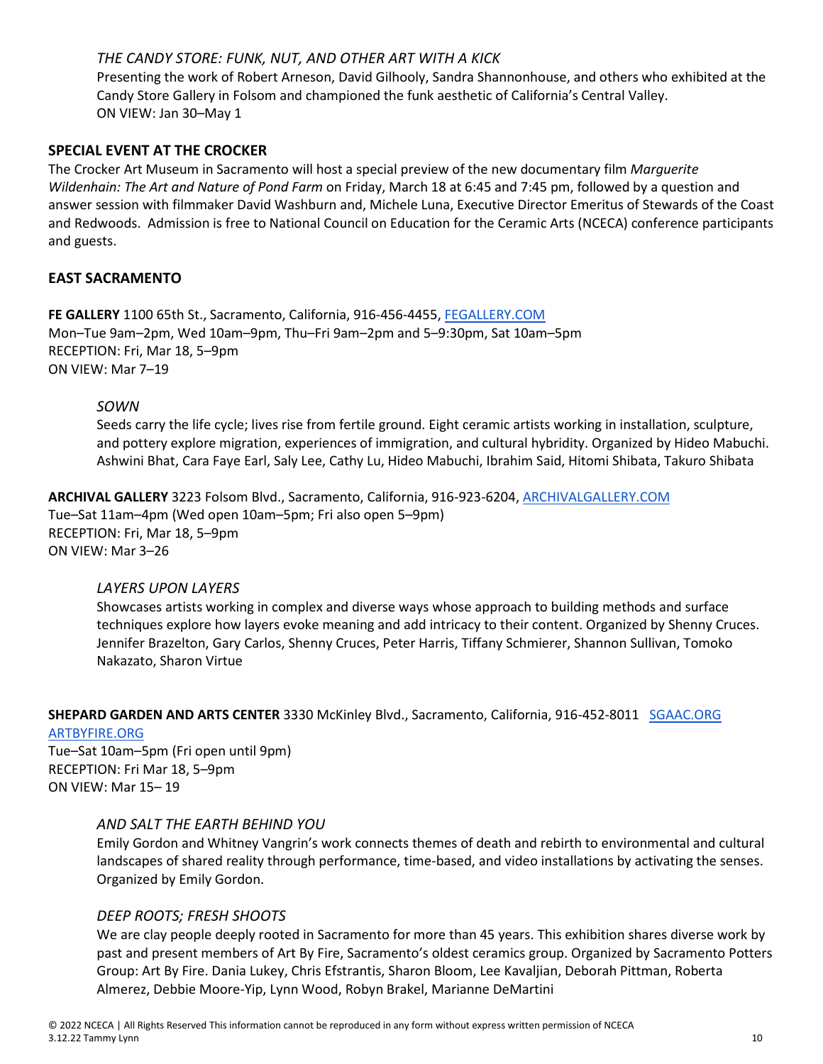*THE CANDY STORE: FUNK, NUT, AND OTHER ART WITH A KICK*

Presenting the work of Robert Arneson, David Gilhooly, Sandra Shannonhouse, and others who exhibited at the Candy Store Gallery in Folsom and championed the funk aesthetic of California's Central Valley.
ON VIEW: Jan 30–May 1

**SPECIAL EVENT AT THE CROCKER**

The Crocker Art Museum in Sacramento will host a special preview of the new documentary film *Marguerite Wildenhain: The Art and Nature of Pond Farm* on Friday, March 18 at 6:45 and 7:45 pm, followed by a question and answer session with filmmaker David Washburn and, Michele Luna, Executive Director Emeritus of Stewards of the Coast and Redwoods. Admission is free to National Council on Education for the Ceramic Arts (NCECA) conference participants and guests.

**EAST SACRAMENTO**

**FE GALLERY** 1100 65th St., Sacramento, California, 916-456-4455, FEGALLERY.COM
Mon–Tue 9am–2pm, Wed 10am–9pm, Thu–Fri 9am–2pm and 5–9:30pm, Sat 10am–5pm
RECEPTION: Fri, Mar 18, 5–9pm
ON VIEW: Mar 7–19

*SOWN*

Seeds carry the life cycle; lives rise from fertile ground. Eight ceramic artists working in installation, sculpture, and pottery explore migration, experiences of immigration, and cultural hybridity. Organized by Hideo Mabuchi.
Ashwini Bhat, Cara Faye Earl, Saly Lee, Cathy Lu, Hideo Mabuchi, Ibrahim Said, Hitomi Shibata, Takuro Shibata

**ARCHIVAL GALLERY** 3223 Folsom Blvd., Sacramento, California, 916-923-6204, ARCHIVALGALLERY.COM
Tue–Sat 11am–4pm (Wed open 10am–5pm; Fri also open 5–9pm)
RECEPTION: Fri, Mar 18, 5–9pm
ON VIEW: Mar 3–26

*LAYERS UPON LAYERS*

Showcases artists working in complex and diverse ways whose approach to building methods and surface techniques explore how layers evoke meaning and add intricacy to their content. Organized by Shenny Cruces.
Jennifer Brazelton, Gary Carlos, Shenny Cruces, Peter Harris, Tiffany Schmierer, Shannon Sullivan, Tomoko Nakazato, Sharon Virtue

**SHEPARD GARDEN AND ARTS CENTER** 3330 McKinley Blvd., Sacramento, California, 916-452-8011 SGAAC.ORG ARTBYFIRE.ORG
Tue–Sat 10am–5pm (Fri open until 9pm)
RECEPTION: Fri Mar 18, 5–9pm
ON VIEW: Mar 15– 19

*AND SALT THE EARTH BEHIND YOU*

Emily Gordon and Whitney Vangrin's work connects themes of death and rebirth to environmental and cultural landscapes of shared reality through performance, time-based, and video installations by activating the senses. Organized by Emily Gordon.

*DEEP ROOTS; FRESH SHOOTS*

We are clay people deeply rooted in Sacramento for more than 45 years. This exhibition shares diverse work by past and present members of Art By Fire, Sacramento's oldest ceramics group. Organized by Sacramento Potters Group: Art By Fire. Dania Lukey, Chris Efstrantis, Sharon Bloom, Lee Kavaljian, Deborah Pittman, Roberta Almerez, Debbie Moore-Yip, Lynn Wood, Robyn Brakel, Marianne DeMartini

© 2022 NCECA | All Rights Reserved This information cannot be reproduced in any form without express written permission of NCECA
3.12.22 Tammy Lynn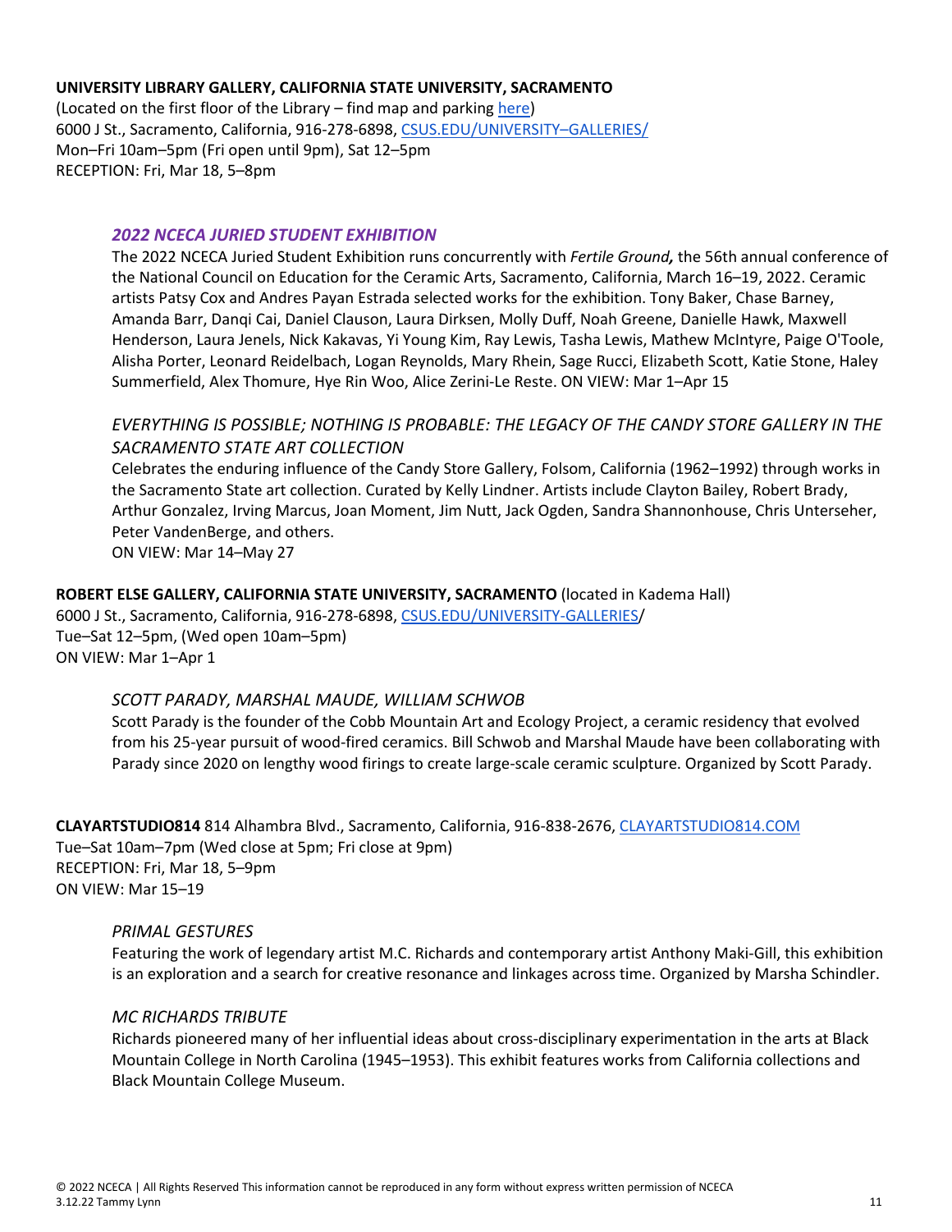**UNIVERSITY LIBRARY GALLERY, CALIFORNIA STATE UNIVERSITY, SACRAMENTO**
(Located on the first floor of the Library – find map and parking [here](#))
6000 J St., Sacramento, California, 916-278-6898, [CSUS.EDU/UNIVERSITY–GALLERIES/](#)
Mon–Fri 10am–5pm (Fri open until 9pm), Sat 12–5pm
RECEPTION: Fri, Mar 18, 5–8pm

***2022 NCECA JURIED STUDENT EXHIBITION***

The 2022 NCECA Juried Student Exhibition runs concurrently with ***Fertile Ground,*** the 56th annual conference of the National Council on Education for the Ceramic Arts, Sacramento, California, March 16–19, 2022. Ceramic artists Patsy Cox and Andres Payan Estrada selected works for the exhibition. Tony Baker, Chase Barney, Amanda Barr, Danqi Cai, Daniel Clauson, Laura Dirksen, Molly Duff, Noah Greene, Danielle Hawk, Maxwell Henderson, Laura Jenels, Nick Kakavas, Yi Young Kim, Ray Lewis, Tasha Lewis, Mathew McIntyre, Paige O'Toole, Alisha Porter, Leonard Reidelbach, Logan Reynolds, Mary Rhein, Sage Rucci, Elizabeth Scott, Katie Stone, Haley Summerfield, Alex Thomure, Hye Rin Woo, Alice Zerini-Le Reste. ON VIEW: Mar 1–Apr 15

*EVERYTHING IS POSSIBLE; NOTHING IS PROBABLE: THE LEGACY OF THE CANDY STORE GALLERY IN THE SACRAMENTO STATE ART COLLECTION*

Celebrates the enduring influence of the Candy Store Gallery, Folsom, California (1962–1992) through works in the Sacramento State art collection. Curated by Kelly Lindner. Artists include Clayton Bailey, Robert Brady, Arthur Gonzalez, Irving Marcus, Joan Moment, Jim Nutt, Jack Ogden, Sandra Shannonhouse, Chris Unterseher, Peter VandenBerge, and others.
ON VIEW: Mar 14–May 27

**ROBERT ELSE GALLERY, CALIFORNIA STATE UNIVERSITY, SACRAMENTO** (located in Kadema Hall)
6000 J St., Sacramento, California, 916-278-6898, [CSUS.EDU/UNIVERSITY-GALLERIES](#)/
Tue–Sat 12–5pm, (Wed open 10am–5pm)
ON VIEW: Mar 1–Apr 1

*SCOTT PARADY, MARSHAL MAUDE, WILLIAM SCHWOB*

Scott Parady is the founder of the Cobb Mountain Art and Ecology Project, a ceramic residency that evolved from his 25-year pursuit of wood-fired ceramics. Bill Schwob and Marshal Maude have been collaborating with Parady since 2020 on lengthy wood firings to create large-scale ceramic sculpture. Organized by Scott Parady.

**CLAYARTSTUDIO814** 814 Alhambra Blvd., Sacramento, California, 916-838-2676, [CLAYARTSTUDIO814.COM](#)
Tue–Sat 10am–7pm (Wed close at 5pm; Fri close at 9pm)
RECEPTION: Fri, Mar 18, 5–9pm
ON VIEW: Mar 15–19

*PRIMAL GESTURES*

Featuring the work of legendary artist M.C. Richards and contemporary artist Anthony Maki-Gill, this exhibition is an exploration and a search for creative resonance and linkages across time. Organized by Marsha Schindler.

*MC RICHARDS TRIBUTE*

Richards pioneered many of her influential ideas about cross-disciplinary experimentation in the arts at Black Mountain College in North Carolina (1945–1953). This exhibit features works from California collections and Black Mountain College Museum.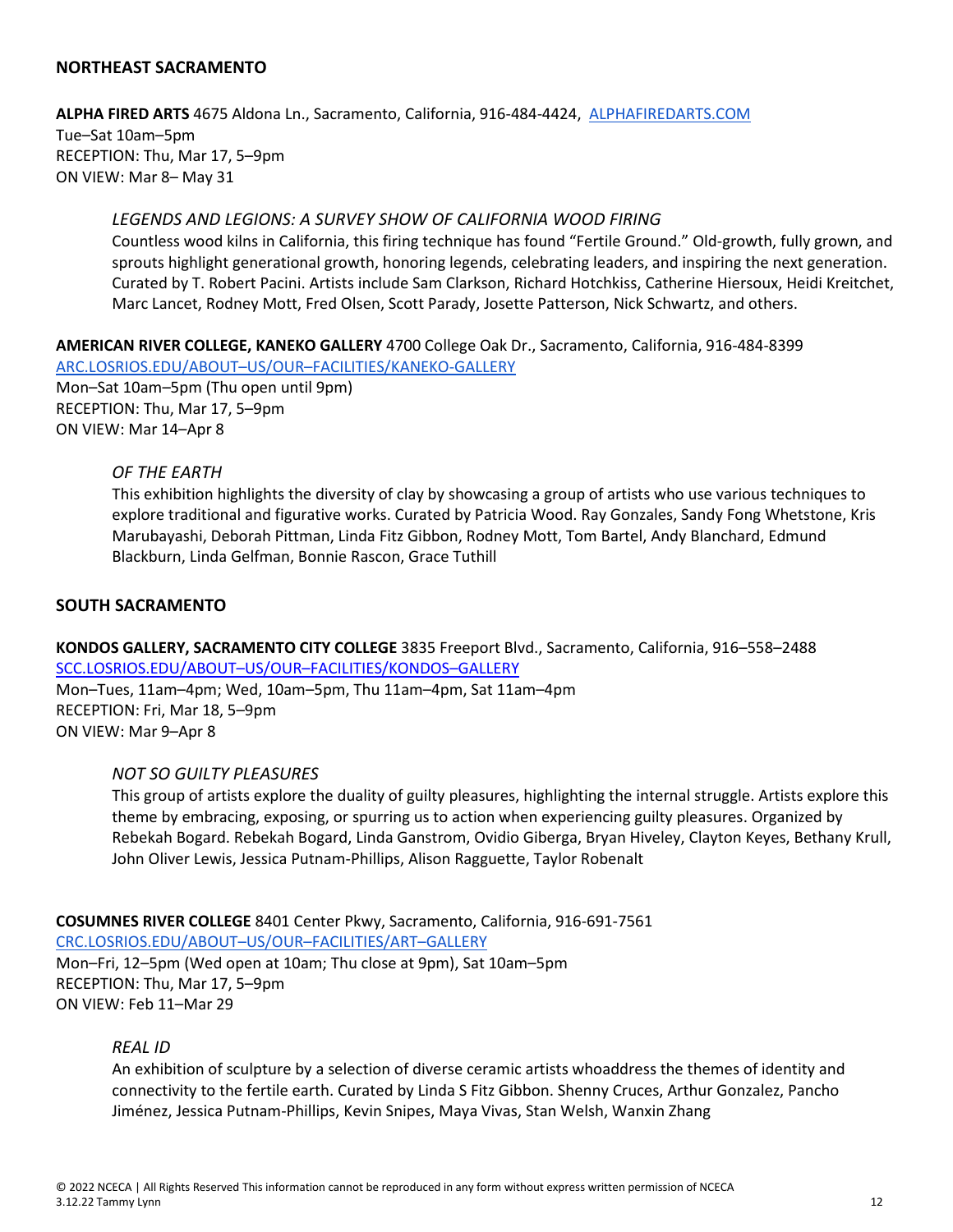## NORTHEAST SACRAMENTO

**ALPHA FIRED ARTS** 4675 Aldona Ln., Sacramento, California, 916-484-4424, [ALPHAFIREDARTS.COM](ALPHAFIREDARTS.COM)
Tue–Sat 10am–5pm
RECEPTION: Thu, Mar 17, 5–9pm
ON VIEW: Mar 8– May 31

> *LEGENDS AND LEGIONS: A SURVEY SHOW OF CALIFORNIA WOOD FIRING*
> Countless wood kilns in California, this firing technique has found "Fertile Ground." Old-growth, fully grown, and sprouts highlight generational growth, honoring legends, celebrating leaders, and inspiring the next generation. Curated by T. Robert Pacini. Artists include Sam Clarkson, Richard Hotchkiss, Catherine Hiersoux, Heidi Kreitchet, Marc Lancet, Rodney Mott, Fred Olsen, Scott Parady, Josette Patterson, Nick Schwartz, and others.

**AMERICAN RIVER COLLEGE, KANEKO GALLERY** 4700 College Oak Dr., Sacramento, California, 916-484-8399
[ARC.LOSRIOS.EDU/ABOUT–US/OUR–FACILITIES/KANEKO-GALLERY](ARC.LOSRIOS.EDU/ABOUT–US/OUR–FACILITIES/KANEKO-GALLERY)
Mon–Sat 10am–5pm (Thu open until 9pm)
RECEPTION: Thu, Mar 17, 5–9pm
ON VIEW: Mar 14–Apr 8

> *OF THE EARTH*
> This exhibition highlights the diversity of clay by showcasing a group of artists who use various techniques to explore traditional and figurative works. Curated by Patricia Wood. Ray Gonzales, Sandy Fong Whetstone, Kris Marubayashi, Deborah Pittman, Linda Fitz Gibbon, Rodney Mott, Tom Bartel, Andy Blanchard, Edmund Blackburn, Linda Gelfman, Bonnie Rascon, Grace Tuthill

## SOUTH SACRAMENTO

**KONDOS GALLERY, SACRAMENTO CITY COLLEGE** 3835 Freeport Blvd., Sacramento, California, 916–558–2488
[SCC.LOSRIOS.EDU/ABOUT–US/OUR–FACILITIES/KONDOS–GALLERY](SCC.LOSRIOS.EDU/ABOUT–US/OUR–FACILITIES/KONDOS–GALLERY)
Mon–Tues, 11am–4pm; Wed, 10am–5pm, Thu 11am–4pm, Sat 11am–4pm
RECEPTION: Fri, Mar 18, 5–9pm
ON VIEW: Mar 9–Apr 8

> *NOT SO GUILTY PLEASURES*
> This group of artists explore the duality of guilty pleasures, highlighting the internal struggle. Artists explore this theme by embracing, exposing, or spurring us to action when experiencing guilty pleasures. Organized by Rebekah Bogard. Rebekah Bogard, Linda Ganstrom, Ovidio Giberga, Bryan Hiveley, Clayton Keyes, Bethany Krull, John Oliver Lewis, Jessica Putnam-Phillips, Alison Ragguette, Taylor Robenalt

**COSUMNES RIVER COLLEGE** 8401 Center Pkwy, Sacramento, California, 916-691-7561
[CRC.LOSRIOS.EDU/ABOUT–US/OUR–FACILITIES/ART–GALLERY](CRC.LOSRIOS.EDU/ABOUT–US/OUR–FACILITIES/ART–GALLERY)
Mon–Fri, 12–5pm (Wed open at 10am; Thu close at 9pm), Sat 10am–5pm
RECEPTION: Thu, Mar 17, 5–9pm
ON VIEW: Feb 11–Mar 29

> *REAL ID*
> An exhibition of sculpture by a selection of diverse ceramic artists whoaddress the themes of identity and connectivity to the fertile earth. Curated by Linda S Fitz Gibbon. Shenny Cruces, Arthur Gonzalez, Pancho Jiménez, Jessica Putnam-Phillips, Kevin Snipes, Maya Vivas, Stan Welsh, Wanxin Zhang

© 2022 NCECA | All Rights Reserved This information cannot be reproduced in any form without express written permission of NCECA
3.12.22 Tammy Lynn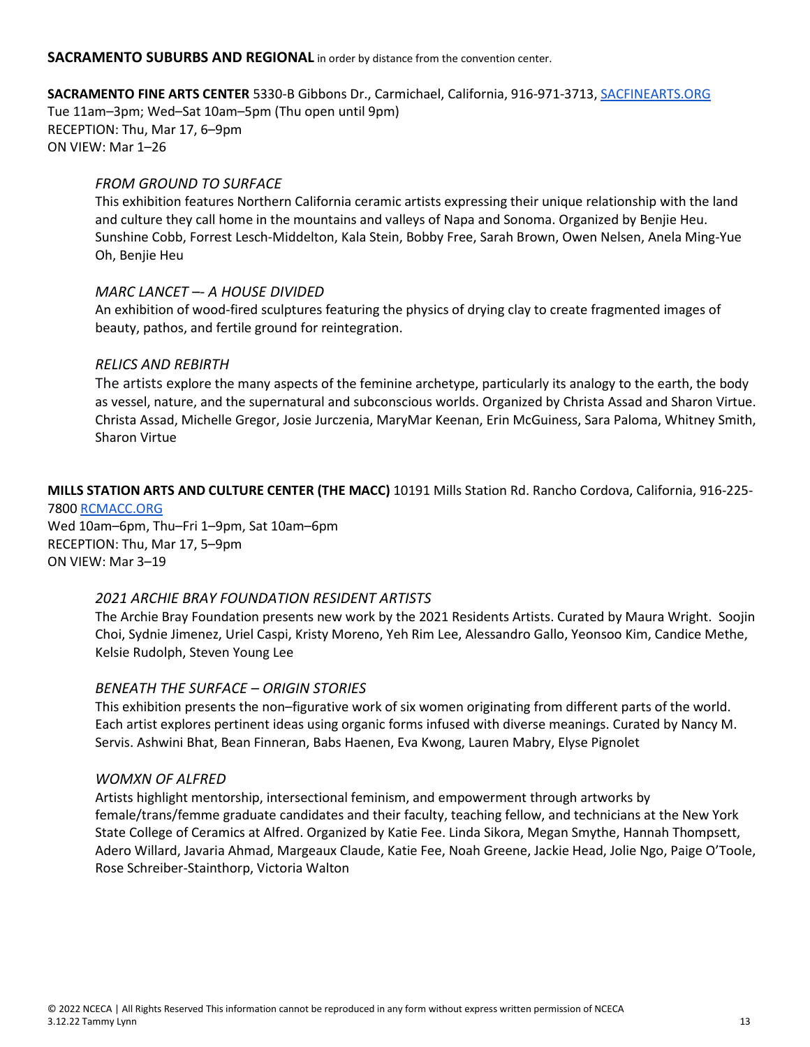**SACRAMENTO SUBURBS AND REGIONAL** in order by distance from the convention center.

**SACRAMENTO FINE ARTS CENTER** 5330-B Gibbons Dr., Carmichael, California, 916-971-3713, [SACFINEARTS.ORG](SACFINEARTS.ORG)
Tue 11am–3pm; Wed–Sat 10am–5pm (Thu open until 9pm)
RECEPTION: Thu, Mar 17, 6–9pm
ON VIEW: Mar 1–26

*FROM GROUND TO SURFACE*
This exhibition features Northern California ceramic artists expressing their unique relationship with the land and culture they call home in the mountains and valleys of Napa and Sonoma. Organized by Benjie Heu. Sunshine Cobb, Forrest Lesch-Middelton, Kala Stein, Bobby Free, Sarah Brown, Owen Nelsen, Anela Ming-Yue Oh, Benjie Heu

*MARC LANCET –- A HOUSE DIVIDED*
An exhibition of wood-fired sculptures featuring the physics of drying clay to create fragmented images of beauty, pathos, and fertile ground for reintegration.

*RELICS AND REBIRTH*
The artists explore the many aspects of the feminine archetype, particularly its analogy to the earth, the body as vessel, nature, and the supernatural and subconscious worlds. Organized by Christa Assad and Sharon Virtue. Christa Assad, Michelle Gregor, Josie Jurczenia, MaryMar Keenan, Erin McGuiness, Sara Paloma, Whitney Smith, Sharon Virtue

**MILLS STATION ARTS AND CULTURE CENTER (THE MACC)** 10191 Mills Station Rd. Rancho Cordova, California, 916-225-7800 [RCMACC.ORG](RCMACC.ORG)
Wed 10am–6pm, Thu–Fri 1–9pm, Sat 10am–6pm
RECEPTION: Thu, Mar 17, 5–9pm
ON VIEW: Mar 3–19

*2021 ARCHIE BRAY FOUNDATION RESIDENT ARTISTS*
The Archie Bray Foundation presents new work by the 2021 Residents Artists. Curated by Maura Wright. Soojin Choi, Sydnie Jimenez, Uriel Caspi, Kristy Moreno, Yeh Rim Lee, Alessandro Gallo, Yeonsoo Kim, Candice Methe, Kelsie Rudolph, Steven Young Lee

*BENEATH THE SURFACE – ORIGIN STORIES*
This exhibition presents the non–figurative work of six women originating from different parts of the world. Each artist explores pertinent ideas using organic forms infused with diverse meanings. Curated by Nancy M. Servis. Ashwini Bhat, Bean Finneran, Babs Haenen, Eva Kwong, Lauren Mabry, Elyse Pignolet

*WOMXN OF ALFRED*
Artists highlight mentorship, intersectional feminism, and empowerment through artworks by female/trans/femme graduate candidates and their faculty, teaching fellow, and technicians at the New York State College of Ceramics at Alfred. Organized by Katie Fee. Linda Sikora, Megan Smythe, Hannah Thompsett, Adero Willard, Javaria Ahmad, Margeaux Claude, Katie Fee, Noah Greene, Jackie Head, Jolie Ngo, Paige O'Toole, Rose Schreiber-Stainthorp, Victoria Walton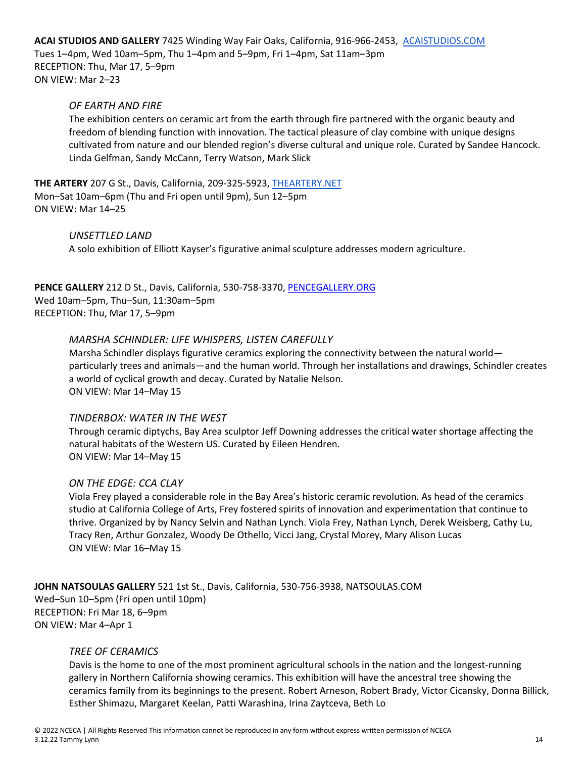**ACAI STUDIOS AND GALLERY** 7425 Winding Way Fair Oaks, California, 916-966-2453, ACAISTUDIOS.COM
Tues 1–4pm, Wed 10am–5pm, Thu 1–4pm and 5–9pm, Fri 1–4pm, Sat 11am–3pm
RECEPTION: Thu, Mar 17, 5–9pm
ON VIEW: Mar 2–23

*OF EARTH AND FIRE*
The exhibition centers on ceramic art from the earth through fire partnered with the organic beauty and freedom of blending function with innovation. The tactical pleasure of clay combine with unique designs cultivated from nature and our blended region's diverse cultural and unique role. Curated by Sandee Hancock. Linda Gelfman, Sandy McCann, Terry Watson, Mark Slick

**THE ARTERY** 207 G St., Davis, California, 209-325-5923, THEARTERY.NET
Mon–Sat 10am–6pm (Thu and Fri open until 9pm), Sun 12–5pm
ON VIEW: Mar 14–25

*UNSETTLED LAND*
A solo exhibition of Elliott Kayser's figurative animal sculpture addresses modern agriculture.

**PENCE GALLERY** 212 D St., Davis, California, 530-758-3370, PENCEGALLERY.ORG
Wed 10am–5pm, Thu–Sun, 11:30am–5pm
RECEPTION: Thu, Mar 17, 5–9pm

*MARSHA SCHINDLER: LIFE WHISPERS, LISTEN CAREFULLY*
Marsha Schindler displays figurative ceramics exploring the connectivity between the natural world—particularly trees and animals—and the human world. Through her installations and drawings, Schindler creates a world of cyclical growth and decay. Curated by Natalie Nelson.
ON VIEW: Mar 14–May 15

*TINDERBOX: WATER IN THE WEST*
Through ceramic diptychs, Bay Area sculptor Jeff Downing addresses the critical water shortage affecting the natural habitats of the Western US. Curated by Eileen Hendren.
ON VIEW: Mar 14–May 15

*ON THE EDGE: CCA CLAY*
Viola Frey played a considerable role in the Bay Area's historic ceramic revolution. As head of the ceramics studio at California College of Arts, Frey fostered spirits of innovation and experimentation that continue to thrive. Organized by by Nancy Selvin and Nathan Lynch. Viola Frey, Nathan Lynch, Derek Weisberg, Cathy Lu, Tracy Ren, Arthur Gonzalez, Woody De Othello, Vicci Jang, Crystal Morey, Mary Alison Lucas
ON VIEW: Mar 16–May 15

**JOHN NATSOULAS GALLERY** 521 1st St., Davis, California, 530-756-3938, NATSOULAS.COM
Wed–Sun 10–5pm (Fri open until 10pm)
RECEPTION: Fri Mar 18, 6–9pm
ON VIEW: Mar 4–Apr 1

*TREE OF CERAMICS*
Davis is the home to one of the most prominent agricultural schools in the nation and the longest-running gallery in Northern California showing ceramics. This exhibition will have the ancestral tree showing the ceramics family from its beginnings to the present. Robert Arneson, Robert Brady, Victor Cicansky, Donna Billick, Esther Shimazu, Margaret Keelan, Patti Warashina, Irina Zaytceva, Beth Lo

© 2022 NCECA | All Rights Reserved This information cannot be reproduced in any form without express written permission of NCECA
3.12.22 Tammy Lynn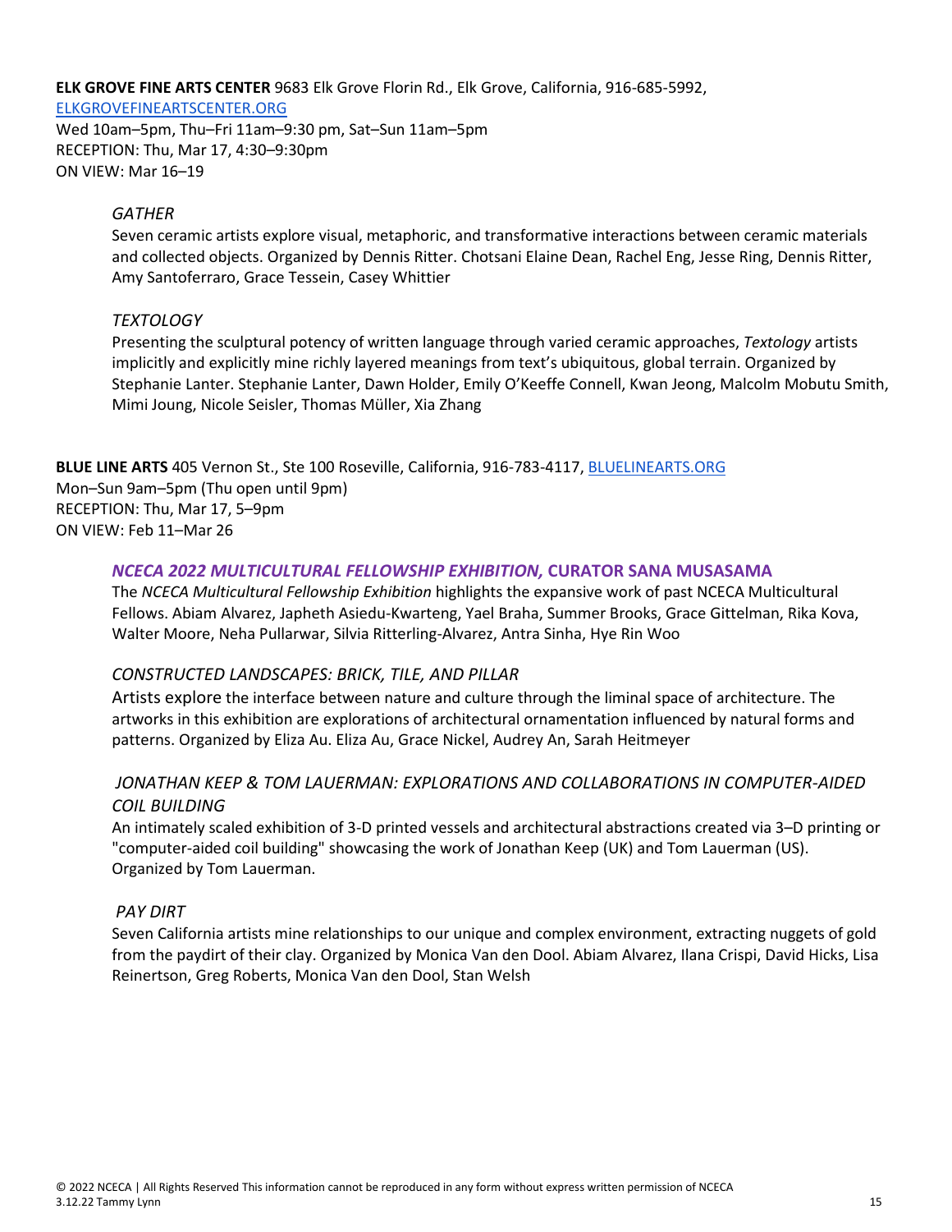**ELK GROVE FINE ARTS CENTER** 9683 Elk Grove Florin Rd., Elk Grove, California, 916-685-5992, [ELKGROVEFINEARTSCENTER.ORG](http://ELKGROVEFINEARTSCENTER.ORG)
Wed 10am–5pm, Thu–Fri 11am–9:30 pm, Sat–Sun 11am–5pm
RECEPTION: Thu, Mar 17, 4:30–9:30pm
ON VIEW: Mar 16–19

*GATHER*

Seven ceramic artists explore visual, metaphoric, and transformative interactions between ceramic materials and collected objects. Organized by Dennis Ritter. Chotsani Elaine Dean, Rachel Eng, Jesse Ring, Dennis Ritter, Amy Santoferraro, Grace Tessein, Casey Whittier

*TEXTOLOGY*

Presenting the sculptural potency of written language through varied ceramic approaches, *Textology* artists implicitly and explicitly mine richly layered meanings from text's ubiquitous, global terrain. Organized by Stephanie Lanter. Stephanie Lanter, Dawn Holder, Emily O'Keeffe Connell, Kwan Jeong, Malcolm Mobutu Smith, Mimi Joung, Nicole Seisler, Thomas Müller, Xia Zhang

**BLUE LINE ARTS** 405 Vernon St., Ste 100 Roseville, California, 916-783-4117, [BLUELINEARTS.ORG](http://BLUELINEARTS.ORG)
Mon–Sun 9am–5pm (Thu open until 9pm)
RECEPTION: Thu, Mar 17, 5–9pm
ON VIEW: Feb 11–Mar 26

***NCECA 2022 MULTICULTURAL FELLOWSHIP EXHIBITION,* CURATOR SANA MUSASAMA**

The *NCECA Multicultural Fellowship Exhibition* highlights the expansive work of past NCECA Multicultural Fellows. Abiam Alvarez, Japheth Asiedu-Kwarteng, Yael Braha, Summer Brooks, Grace Gittelman, Rika Kova, Walter Moore, Neha Pullarwar, Silvia Ritterling-Alvarez, Antra Sinha, Hye Rin Woo

*CONSTRUCTED LANDSCAPES: BRICK, TILE, AND PILLAR*

Artists explore the interface between nature and culture through the liminal space of architecture. The artworks in this exhibition are explorations of architectural ornamentation influenced by natural forms and patterns. Organized by Eliza Au. Eliza Au, Grace Nickel, Audrey An, Sarah Heitmeyer

*JONATHAN KEEP & TOM LAUERMAN: EXPLORATIONS AND COLLABORATIONS IN COMPUTER-AIDED COIL BUILDING*

An intimately scaled exhibition of 3-D printed vessels and architectural abstractions created via 3–D printing or "computer-aided coil building" showcasing the work of Jonathan Keep (UK) and Tom Lauerman (US). Organized by Tom Lauerman.

*PAY DIRT*

Seven California artists mine relationships to our unique and complex environment, extracting nuggets of gold from the paydirt of their clay. Organized by Monica Van den Dool. Abiam Alvarez, Ilana Crispi, David Hicks, Lisa Reinertson, Greg Roberts, Monica Van den Dool, Stan Welsh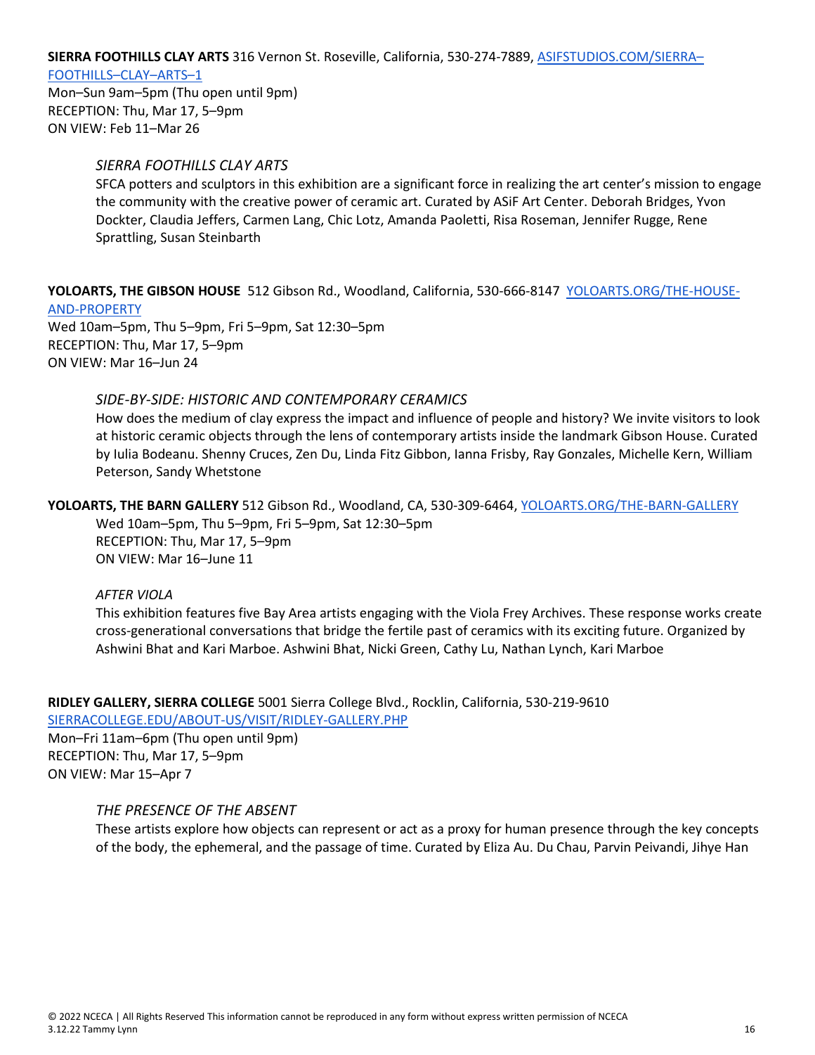**SIERRA FOOTHILLS CLAY ARTS** 316 Vernon St. Roseville, California, 530-274-7889, ASIFSTUDIOS.COM/SIERRA–FOOTHILLS–CLAY–ARTS–1
Mon–Sun 9am–5pm (Thu open until 9pm)
RECEPTION: Thu, Mar 17, 5–9pm
ON VIEW: Feb 11–Mar 26

*SIERRA FOOTHILLS CLAY ARTS*
SFCA potters and sculptors in this exhibition are a significant force in realizing the art center's mission to engage the community with the creative power of ceramic art. Curated by ASiF Art Center. Deborah Bridges, Yvon Dockter, Claudia Jeffers, Carmen Lang, Chic Lotz, Amanda Paoletti, Risa Roseman, Jennifer Rugge, Rene Sprattling, Susan Steinbarth

**YOLOARTS, THE GIBSON HOUSE** 512 Gibson Rd., Woodland, California, 530-666-8147 YOLOARTS.ORG/THE-HOUSE-AND-PROPERTY
Wed 10am–5pm, Thu 5–9pm, Fri 5–9pm, Sat 12:30–5pm
RECEPTION: Thu, Mar 17, 5–9pm
ON VIEW: Mar 16–Jun 24

*SIDE-BY-SIDE: HISTORIC AND CONTEMPORARY CERAMICS*
How does the medium of clay express the impact and influence of people and history? We invite visitors to look at historic ceramic objects through the lens of contemporary artists inside the landmark Gibson House. Curated by Iulia Bodeanu. Shenny Cruces, Zen Du, Linda Fitz Gibbon, Ianna Frisby, Ray Gonzales, Michelle Kern, William Peterson, Sandy Whetstone

**YOLOARTS, THE BARN GALLERY** 512 Gibson Rd., Woodland, CA, 530-309-6464, YOLOARTS.ORG/THE-BARN-GALLERY
Wed 10am–5pm, Thu 5–9pm, Fri 5–9pm, Sat 12:30–5pm
RECEPTION: Thu, Mar 17, 5–9pm
ON VIEW: Mar 16–June 11

*AFTER VIOLA*
This exhibition features five Bay Area artists engaging with the Viola Frey Archives. These response works create cross-generational conversations that bridge the fertile past of ceramics with its exciting future. Organized by Ashwini Bhat and Kari Marboe. Ashwini Bhat, Nicki Green, Cathy Lu, Nathan Lynch, Kari Marboe

**RIDLEY GALLERY, SIERRA COLLEGE** 5001 Sierra College Blvd., Rocklin, California, 530-219-9610
SIERRACOLLEGE.EDU/ABOUT-US/VISIT/RIDLEY-GALLERY.PHP
Mon–Fri 11am–6pm (Thu open until 9pm)
RECEPTION: Thu, Mar 17, 5–9pm
ON VIEW: Mar 15–Apr 7

*THE PRESENCE OF THE ABSENT*
These artists explore how objects can represent or act as a proxy for human presence through the key concepts of the body, the ephemeral, and the passage of time. Curated by Eliza Au. Du Chau, Parvin Peivandi, Jihye Han

© 2022 NCECA | All Rights Reserved This information cannot be reproduced in any form without express written permission of NCECA
3.12.22 Tammy Lynn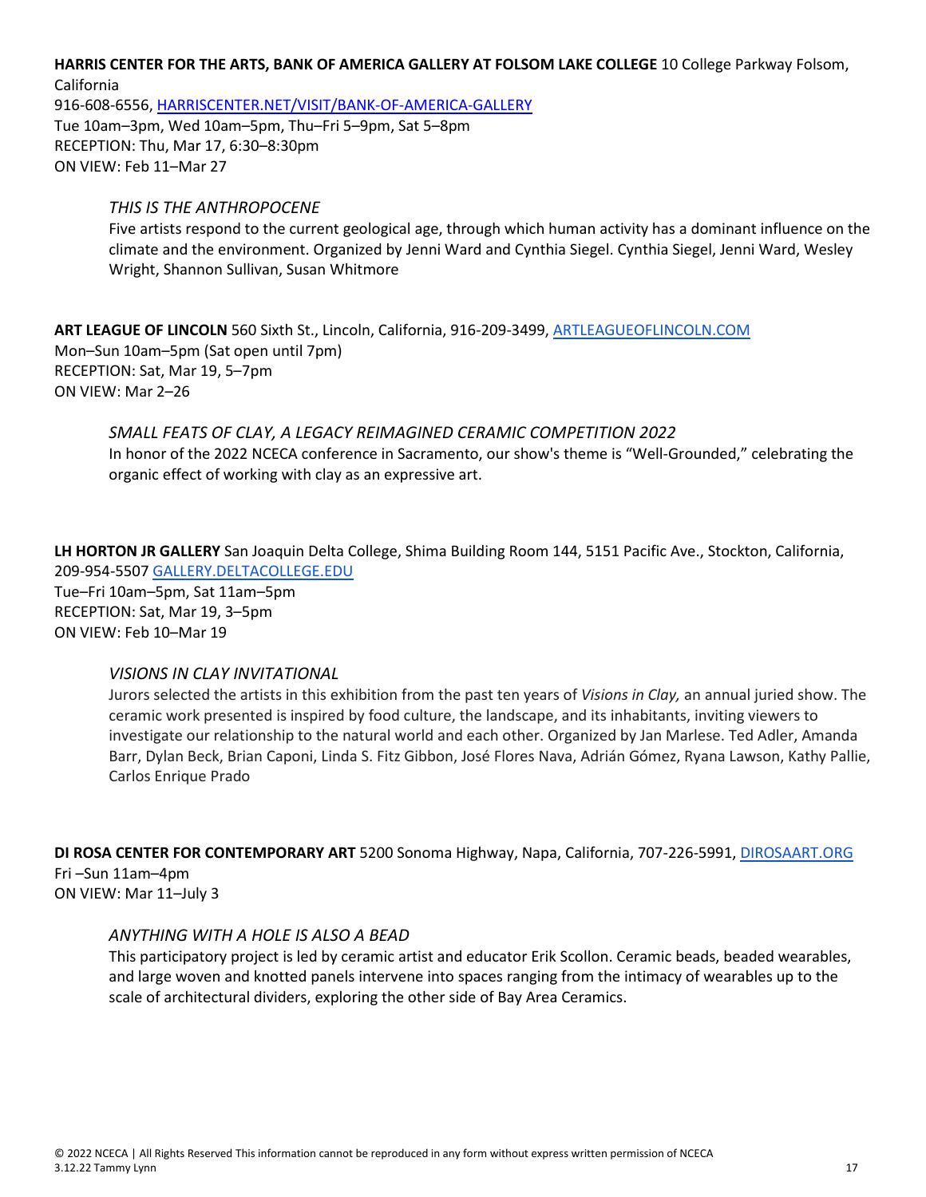**HARRIS CENTER FOR THE ARTS, BANK OF AMERICA GALLERY AT FOLSOM LAKE COLLEGE** 10 College Parkway Folsom, California
916-608-6556, [HARRISCENTER.NET/VISIT/BANK-OF-AMERICA-GALLERY](HARRISCENTER.NET/VISIT/BANK-OF-AMERICA-GALLERY)
Tue 10am–3pm, Wed 10am–5pm, Thu–Fri 5–9pm, Sat 5–8pm
RECEPTION: Thu, Mar 17, 6:30–8:30pm
ON VIEW: Feb 11–Mar 27

> *THIS IS THE ANTHROPOCENE*
> Five artists respond to the current geological age, through which human activity has a dominant influence on the climate and the environment. Organized by Jenni Ward and Cynthia Siegel. Cynthia Siegel, Jenni Ward, Wesley Wright, Shannon Sullivan, Susan Whitmore

**ART LEAGUE OF LINCOLN** 560 Sixth St., Lincoln, California, 916-209-3499, [ARTLEAGUEOFLINCOLN.COM](ARTLEAGUEOFLINCOLN.COM)
Mon–Sun 10am–5pm (Sat open until 7pm)
RECEPTION: Sat, Mar 19, 5–7pm
ON VIEW: Mar 2–26

> *SMALL FEATS OF CLAY, A LEGACY REIMAGINED CERAMIC COMPETITION 2022*
> In honor of the 2022 NCECA conference in Sacramento, our show's theme is "Well-Grounded," celebrating the organic effect of working with clay as an expressive art.

**LH HORTON JR GALLERY** San Joaquin Delta College, Shima Building Room 144, 5151 Pacific Ave., Stockton, California, 209-954-5507 [GALLERY.DELTACOLLEGE.EDU](GALLERY.DELTACOLLEGE.EDU)
Tue–Fri 10am–5pm, Sat 11am–5pm
RECEPTION: Sat, Mar 19, 3–5pm
ON VIEW: Feb 10–Mar 19

> *VISIONS IN CLAY INVITATIONAL*
> Jurors selected the artists in this exhibition from the past ten years of *Visions in Clay,* an annual juried show. The ceramic work presented is inspired by food culture, the landscape, and its inhabitants, inviting viewers to investigate our relationship to the natural world and each other. Organized by Jan Marlese. Ted Adler, Amanda Barr, Dylan Beck, Brian Caponi, Linda S. Fitz Gibbon, José Flores Nava, Adrián Gómez, Ryana Lawson, Kathy Pallie, Carlos Enrique Prado

**DI ROSA CENTER FOR CONTEMPORARY ART** 5200 Sonoma Highway, Napa, California, 707-226-5991, [DIROSAART.ORG](DIROSAART.ORG)
Fri –Sun 11am–4pm
ON VIEW: Mar 11–July 3

> *ANYTHING WITH A HOLE IS ALSO A BEAD*
> This participatory project is led by ceramic artist and educator Erik Scollon. Ceramic beads, beaded wearables, and large woven and knotted panels intervene into spaces ranging from the intimacy of wearables up to the scale of architectural dividers, exploring the other side of Bay Area Ceramics.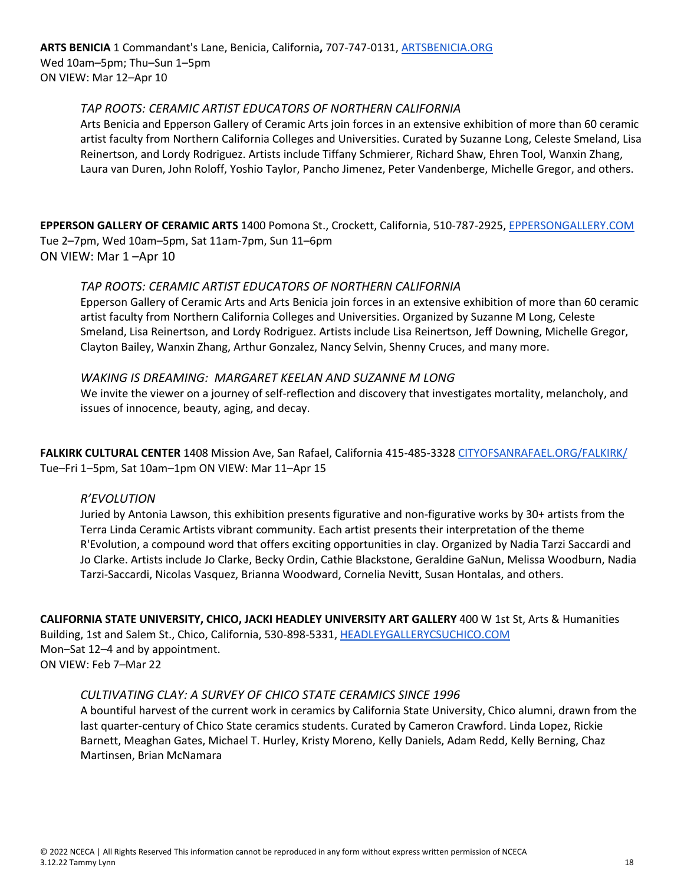**ARTS BENICIA** 1 Commandant's Lane, Benicia, California**,** 707-747-0131, [ARTSBENICIA.ORG](ARTSBENICIA.ORG)
Wed 10am–5pm; Thu–Sun 1–5pm
ON VIEW: Mar 12–Apr 10

*TAP ROOTS: CERAMIC ARTIST EDUCATORS OF NORTHERN CALIFORNIA*
Arts Benicia and Epperson Gallery of Ceramic Arts join forces in an extensive exhibition of more than 60 ceramic artist faculty from Northern California Colleges and Universities. Curated by Suzanne Long, Celeste Smeland, Lisa Reinertson, and Lordy Rodriguez. Artists include Tiffany Schmierer, Richard Shaw, Ehren Tool, Wanxin Zhang, Laura van Duren, John Roloff, Yoshio Taylor, Pancho Jimenez, Peter Vandenberge, Michelle Gregor, and others.

**EPPERSON GALLERY OF CERAMIC ARTS** 1400 Pomona St., Crockett, California, 510-787-2925, [EPPERSONGALLERY.COM](EPPERSONGALLERY.COM)
Tue 2–7pm, Wed 10am–5pm, Sat 11am-7pm, Sun 11–6pm
ON VIEW: Mar 1 –Apr 10

*TAP ROOTS: CERAMIC ARTIST EDUCATORS OF NORTHERN CALIFORNIA*
Epperson Gallery of Ceramic Arts and Arts Benicia join forces in an extensive exhibition of more than 60 ceramic artist faculty from Northern California Colleges and Universities. Organized by Suzanne M Long, Celeste Smeland, Lisa Reinertson, and Lordy Rodriguez. Artists include Lisa Reinertson, Jeff Downing, Michelle Gregor, Clayton Bailey, Wanxin Zhang, Arthur Gonzalez, Nancy Selvin, Shenny Cruces, and many more.

*WAKING IS DREAMING: MARGARET KEELAN AND SUZANNE M LONG*
We invite the viewer on a journey of self-reflection and discovery that investigates mortality, melancholy, and issues of innocence, beauty, aging, and decay.

**FALKIRK CULTURAL CENTER** 1408 Mission Ave, San Rafael, California 415-485-3328 [CITYOFSANRAFAEL.ORG/FALKIRK/](CITYOFSANRAFAEL.ORG/FALKIRK/)
Tue–Fri 1–5pm, Sat 10am–1pm ON VIEW: Mar 11–Apr 15

*R'EVOLUTION*
Juried by Antonia Lawson, this exhibition presents figurative and non-figurative works by 30+ artists from the Terra Linda Ceramic Artists vibrant community. Each artist presents their interpretation of the theme R'Evolution, a compound word that offers exciting opportunities in clay. Organized by Nadia Tarzi Saccardi and Jo Clarke. Artists include Jo Clarke, Becky Ordin, Cathie Blackstone, Geraldine GaNun, Melissa Woodburn, Nadia Tarzi-Saccardi, Nicolas Vasquez, Brianna Woodward, Cornelia Nevitt, Susan Hontalas, and others.

**CALIFORNIA STATE UNIVERSITY, CHICO, JACKI HEADLEY UNIVERSITY ART GALLERY** 400 W 1st St, Arts & Humanities Building, 1st and Salem St., Chico, California, 530-898-5331, [HEADLEYGALLERYCSUCHICO.COM](HEADLEYGALLERYCSUCHICO.COM)
Mon–Sat 12–4 and by appointment.
ON VIEW: Feb 7–Mar 22

*CULTIVATING CLAY: A SURVEY OF CHICO STATE CERAMICS SINCE 1996*
A bountiful harvest of the current work in ceramics by California State University, Chico alumni, drawn from the last quarter-century of Chico State ceramics students. Curated by Cameron Crawford. Linda Lopez, Rickie Barnett, Meaghan Gates, Michael T. Hurley, Kristy Moreno, Kelly Daniels, Adam Redd, Kelly Berning, Chaz Martinsen, Brian McNamara

© 2022 NCECA | All Rights Reserved This information cannot be reproduced in any form without express written permission of NCECA
3.12.22 Tammy Lynn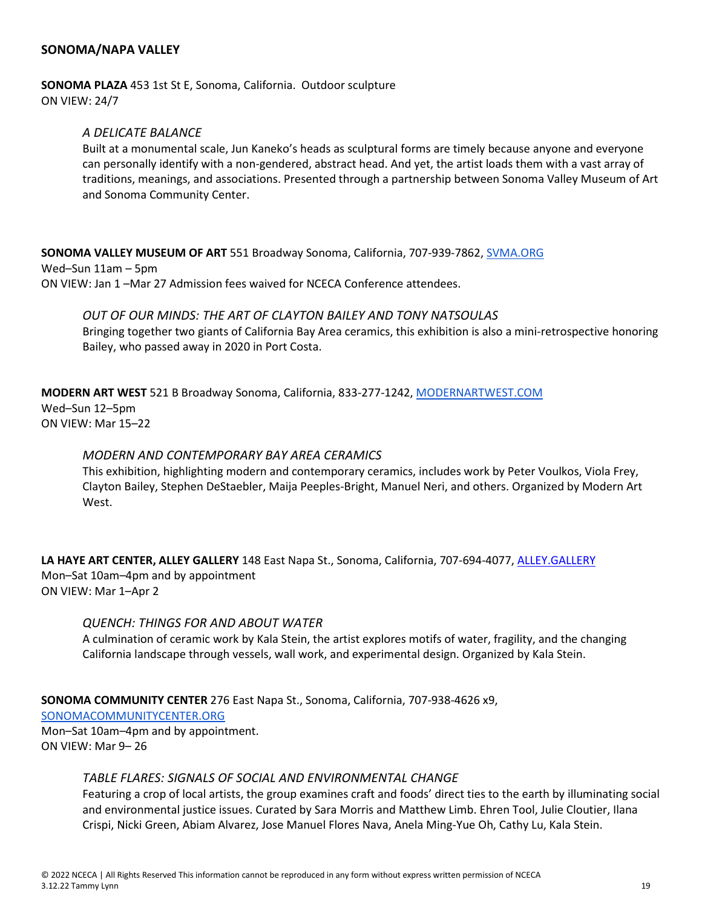## SONOMA/NAPA VALLEY

**SONOMA PLAZA** 453 1st St E, Sonoma, California. Outdoor sculpture
ON VIEW: 24/7

*A DELICATE BALANCE*
Built at a monumental scale, Jun Kaneko's heads as sculptural forms are timely because anyone and everyone can personally identify with a non-gendered, abstract head. And yet, the artist loads them with a vast array of traditions, meanings, and associations. Presented through a partnership between Sonoma Valley Museum of Art and Sonoma Community Center.

**SONOMA VALLEY MUSEUM OF ART** 551 Broadway Sonoma, California, 707-939-7862, [SVMA.ORG](SVMA.ORG)
Wed–Sun 11am – 5pm
ON VIEW: Jan 1 –Mar 27 Admission fees waived for NCECA Conference attendees.

*OUT OF OUR MINDS: THE ART OF CLAYTON BAILEY AND TONY NATSOULAS*
Bringing together two giants of California Bay Area ceramics, this exhibition is also a mini-retrospective honoring Bailey, who passed away in 2020 in Port Costa.

**MODERN ART WEST** 521 B Broadway Sonoma, California, 833-277-1242, [MODERNARTWEST.COM](MODERNARTWEST.COM)
Wed–Sun 12–5pm
ON VIEW: Mar 15–22

*MODERN AND CONTEMPORARY BAY AREA CERAMICS*
This exhibition, highlighting modern and contemporary ceramics, includes work by Peter Voulkos, Viola Frey, Clayton Bailey, Stephen DeStaebler, Maija Peeples-Bright, Manuel Neri, and others. Organized by Modern Art West.

**LA HAYE ART CENTER, ALLEY GALLERY** 148 East Napa St., Sonoma, California, 707-694-4077, [ALLEY.GALLERY](ALLEY.GALLERY)
Mon–Sat 10am–4pm and by appointment
ON VIEW: Mar 1–Apr 2

*QUENCH: THINGS FOR AND ABOUT WATER*
A culmination of ceramic work by Kala Stein, the artist explores motifs of water, fragility, and the changing California landscape through vessels, wall work, and experimental design. Organized by Kala Stein.

**SONOMA COMMUNITY CENTER** 276 East Napa St., Sonoma, California, 707-938-4626 x9, [SONOMACOMMUNITYCENTER.ORG](SONOMACOMMUNITYCENTER.ORG)
Mon–Sat 10am–4pm and by appointment.
ON VIEW: Mar 9– 26

*TABLE FLARES: SIGNALS OF SOCIAL AND ENVIRONMENTAL CHANGE*
Featuring a crop of local artists, the group examines craft and foods' direct ties to the earth by illuminating social and environmental justice issues. Curated by Sara Morris and Matthew Limb. Ehren Tool, Julie Cloutier, Ilana Crispi, Nicki Green, Abiam Alvarez, Jose Manuel Flores Nava, Anela Ming-Yue Oh, Cathy Lu, Kala Stein.

© 2022 NCECA | All Rights Reserved This information cannot be reproduced in any form without express written permission of NCECA
3.12.22 Tammy Lynn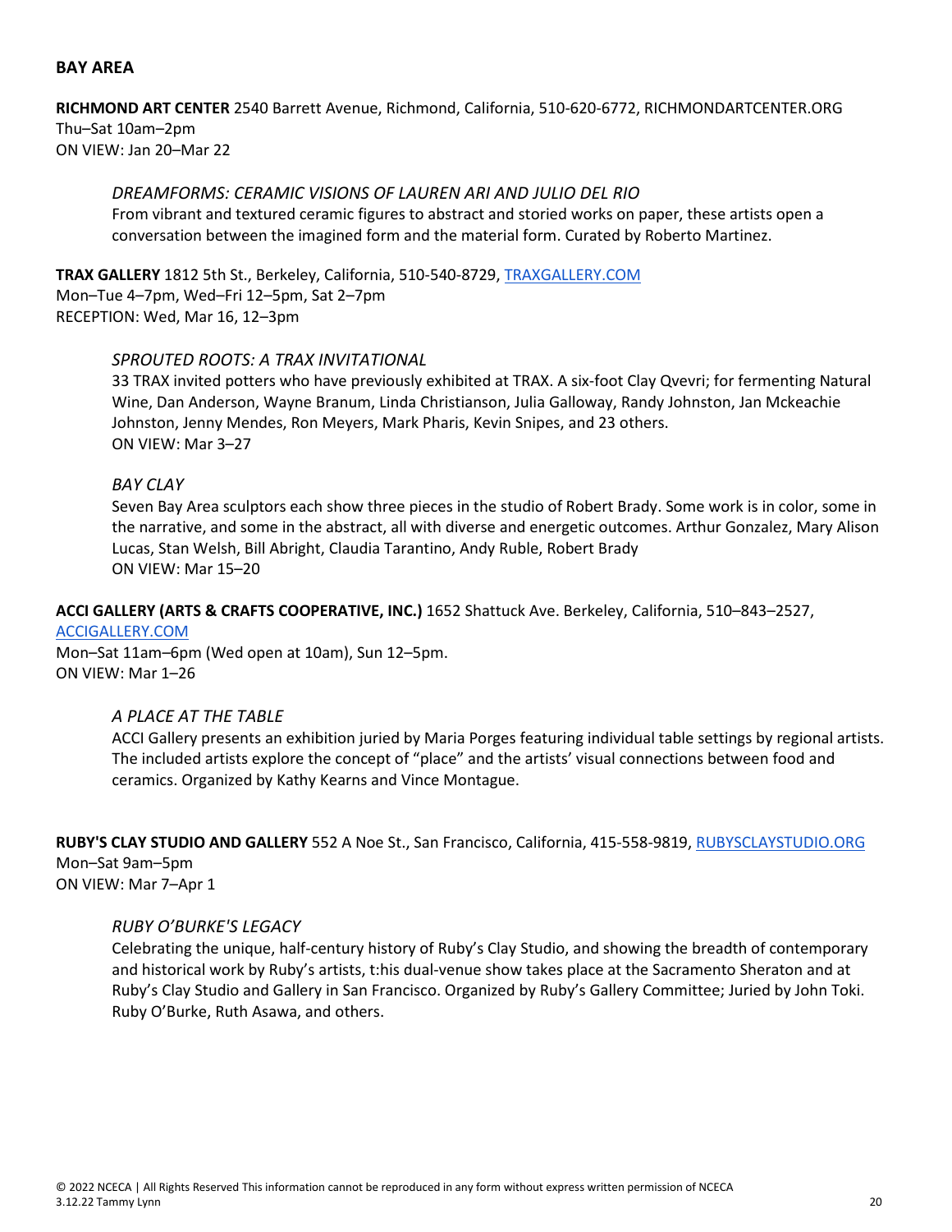**BAY AREA**

**RICHMOND ART CENTER** 2540 Barrett Avenue, Richmond, California, 510-620-6772, RICHMONDARTCENTER.ORG
Thu–Sat 10am–2pm
ON VIEW: Jan 20–Mar 22

*DREAMFORMS: CERAMIC VISIONS OF LAUREN ARI AND JULIO DEL RIO*
From vibrant and textured ceramic figures to abstract and storied works on paper, these artists open a conversation between the imagined form and the material form. Curated by Roberto Martinez.

**TRAX GALLERY** 1812 5th St., Berkeley, California, 510-540-8729, [TRAXGALLERY.COM](TRAXGALLERY.COM)
Mon–Tue 4–7pm, Wed–Fri 12–5pm, Sat 2–7pm
RECEPTION: Wed, Mar 16, 12–3pm

*SPROUTED ROOTS: A TRAX INVITATIONAL*
33 TRAX invited potters who have previously exhibited at TRAX. A six-foot Clay Qvevri; for fermenting Natural Wine, Dan Anderson, Wayne Branum, Linda Christianson, Julia Galloway, Randy Johnston, Jan Mckeachie Johnston, Jenny Mendes, Ron Meyers, Mark Pharis, Kevin Snipes, and 23 others.
ON VIEW: Mar 3–27

*BAY CLAY*
Seven Bay Area sculptors each show three pieces in the studio of Robert Brady. Some work is in color, some in the narrative, and some in the abstract, all with diverse and energetic outcomes. Arthur Gonzalez, Mary Alison Lucas, Stan Welsh, Bill Abright, Claudia Tarantino, Andy Ruble, Robert Brady
ON VIEW: Mar 15–20

**ACCI GALLERY (ARTS & CRAFTS COOPERATIVE, INC.)** 1652 Shattuck Ave. Berkeley, California, 510–843–2527, [ACCIGALLERY.COM](ACCIGALLERY.COM)
Mon–Sat 11am–6pm (Wed open at 10am), Sun 12–5pm.
ON VIEW: Mar 1–26

*A PLACE AT THE TABLE*
ACCI Gallery presents an exhibition juried by Maria Porges featuring individual table settings by regional artists. The included artists explore the concept of "place" and the artists' visual connections between food and ceramics. Organized by Kathy Kearns and Vince Montague.

**RUBY'S CLAY STUDIO AND GALLERY** 552 A Noe St., San Francisco, California, 415-558-9819, [RUBYSCLAYSTUDIO.ORG](RUBYSCLAYSTUDIO.ORG)
Mon–Sat 9am–5pm
ON VIEW: Mar 7–Apr 1

*RUBY O'BURKE'S LEGACY*
Celebrating the unique, half-century history of Ruby's Clay Studio, and showing the breadth of contemporary and historical work by Ruby's artists, t:his dual-venue show takes place at the Sacramento Sheraton and at Ruby's Clay Studio and Gallery in San Francisco. Organized by Ruby's Gallery Committee; Juried by John Toki. Ruby O'Burke, Ruth Asawa, and others.

© 2022 NCECA | All Rights Reserved This information cannot be reproduced in any form without express written permission of NCECA
3.12.22 Tammy Lynn